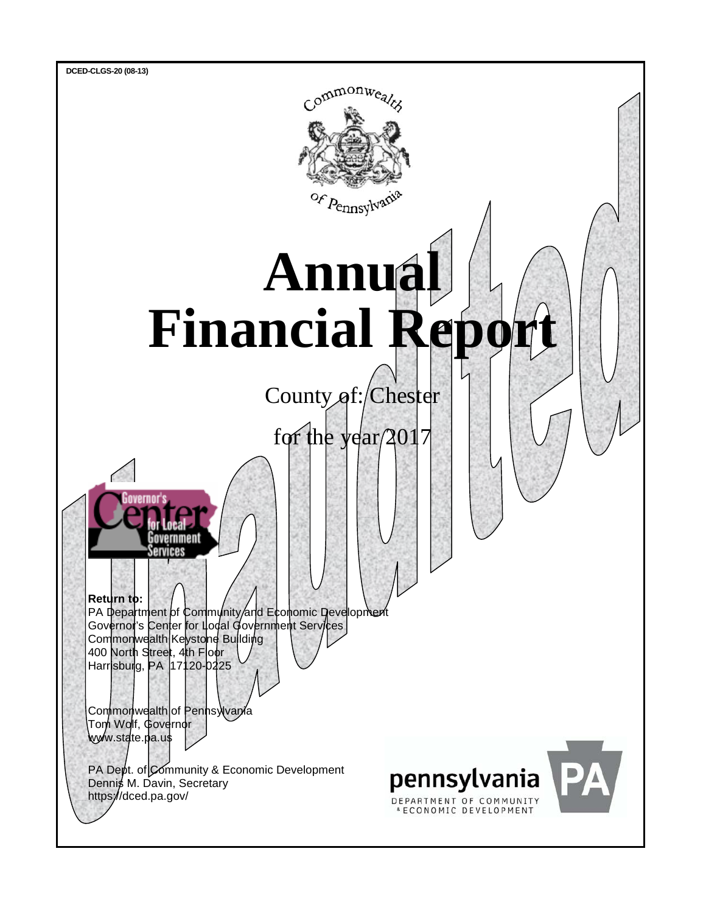DCED-CLGS-20 (08-13)

Commonwealth of Pennsylvania

# Annual Financial Report

County of: Chester

for the year 2017

Unaudited

Governor's Center for Local Government Services

**Return to:**
PA Department of Community and Economic Development
Governor's Center for Local Government Services
Commonwealth Keystone Building
400 North Street, 4th Floor
Harrisburg, PA 17120-0225

Commonwealth of Pennsylvania
Tom Wolf, Governor
www.state.pa.us

PA Dept. of Community & Economic Development
Dennis M. Davin, Secretary
https://dced.pa.gov/

pennsylvania DEPARTMENT OF COMMUNITY & ECONOMIC DEVELOPMENT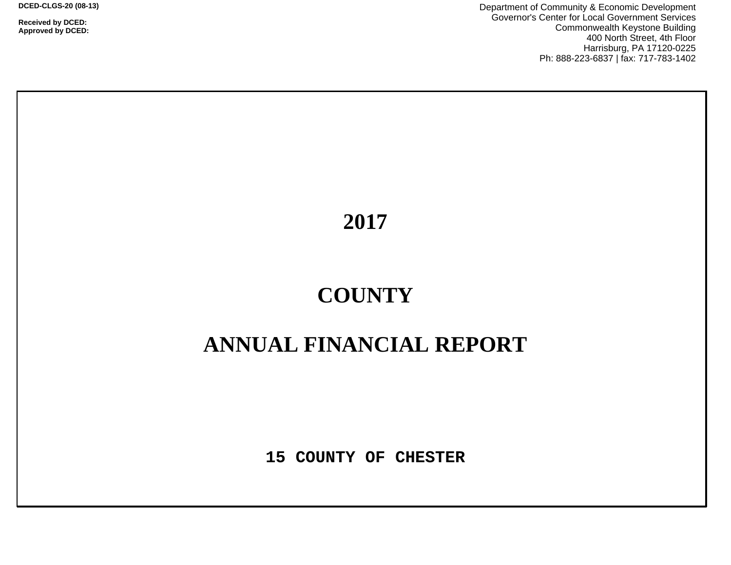**DCED-CLGS-20 (08-13)**

**Received by DCED:**
**Approved by DCED:**

Department of Community & Economic Development
Governor's Center for Local Government Services
Commonwealth Keystone Building
400 North Street, 4th Floor
Harrisburg, PA 17120-0225
Ph: 888-223-6837 | fax: 717-783-1402

# 2017

# COUNTY

# ANNUAL FINANCIAL REPORT

**15 COUNTY OF CHESTER**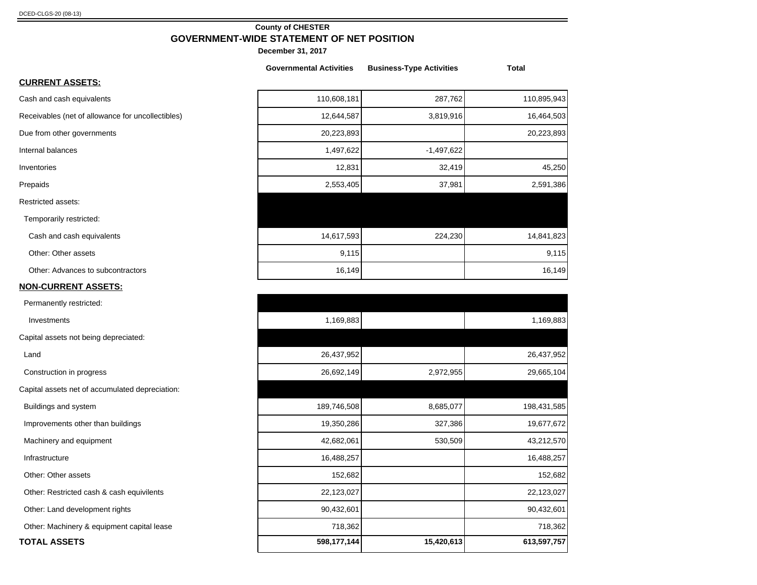DCED-CLGS-20 (08-13)

## County of CHESTER

# GOVERNMENT-WIDE STATEMENT OF NET POSITION

**December 31, 2017**

| | Governmental Activities | Business-Type Activities | Total |
|---|---|---|---|
| **CURRENT ASSETS:** | | | |
| Cash and cash equivalents | 110,608,181 | 287,762 | 110,895,943 |
| Receivables (net of allowance for uncollectibles) | 12,644,587 | 3,819,916 | 16,464,503 |
| Due from other governments | 20,223,893 | | 20,223,893 |
| Internal balances | 1,497,622 | -1,497,622 | |
| Inventories | 12,831 | 32,419 | 45,250 |
| Prepaids | 2,553,405 | 37,981 | 2,591,386 |
| Restricted assets: | | | |
| Temporarily restricted: | | | |
| Cash and cash equivalents | 14,617,593 | 224,230 | 14,841,823 |
| Other: Other assets | 9,115 | | 9,115 |
| Other: Advances to subcontractors | 16,149 | | 16,149 |
| **NON-CURRENT ASSETS:** | | | |
| Permanently restricted: | | | |
| Investments | 1,169,883 | | 1,169,883 |
| Capital assets not being depreciated: | | | |
| Land | 26,437,952 | | 26,437,952 |
| Construction in progress | 26,692,149 | 2,972,955 | 29,665,104 |
| Capital assets net of accumulated depreciation: | | | |
| Buildings and system | 189,746,508 | 8,685,077 | 198,431,585 |
| Improvements other than buildings | 19,350,286 | 327,386 | 19,677,672 |
| Machinery and equipment | 42,682,061 | 530,509 | 43,212,570 |
| Infrastructure | 16,488,257 | | 16,488,257 |
| Other: Other assets | 152,682 | | 152,682 |
| Other: Restricted cash & cash equivilents | 22,123,027 | | 22,123,027 |
| Other: Land development rights | 90,432,601 | | 90,432,601 |
| Other: Machinery & equipment capital lease | 718,362 | | 718,362 |
| **TOTAL ASSETS** | **598,177,144** | **15,420,613** | **613,597,757** |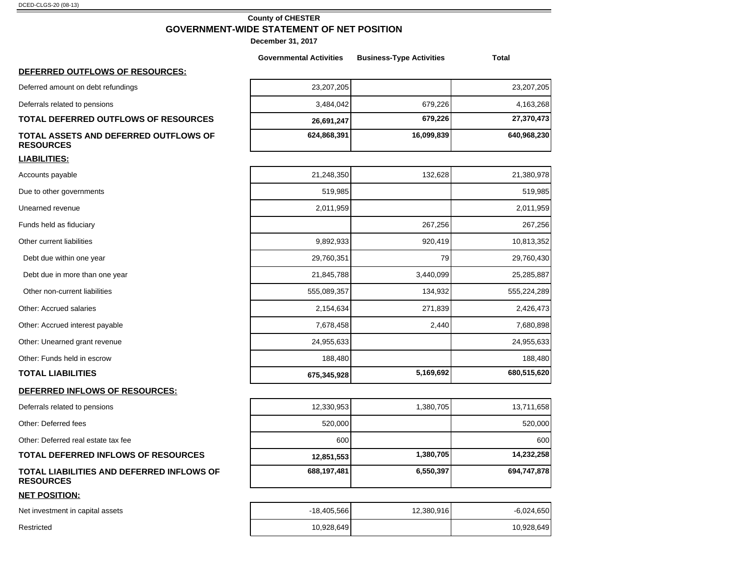DCED-CLGS-20 (08-13)

**County of CHESTER**

## GOVERNMENT-WIDE STATEMENT OF NET POSITION

**December 31, 2017**

| | Governmental Activities | Business-Type Activities | Total |
|---|---|---|---|
| **DEFERRED OUTFLOWS OF RESOURCES:** | | | |
| Deferred amount on debt refundings | 23,207,205 | | 23,207,205 |
| Deferrals related to pensions | 3,484,042 | 679,226 | 4,163,268 |
| **TOTAL DEFERRED OUTFLOWS OF RESOURCES** | **26,691,247** | **679,226** | **27,370,473** |
| **TOTAL ASSETS AND DEFERRED OUTFLOWS OF RESOURCES** | **624,868,391** | **16,099,839** | **640,968,230** |
| **LIABILITIES:** | | | |
| Accounts payable | 21,248,350 | 132,628 | 21,380,978 |
| Due to other governments | 519,985 | | 519,985 |
| Unearned revenue | 2,011,959 | | 2,011,959 |
| Funds held as fiduciary | | 267,256 | 267,256 |
| Other current liabilities | 9,892,933 | 920,419 | 10,813,352 |
| Debt due within one year | 29,760,351 | 79 | 29,760,430 |
| Debt due in more than one year | 21,845,788 | 3,440,099 | 25,285,887 |
| Other non-current liabilities | 555,089,357 | 134,932 | 555,224,289 |
| Other: Accrued salaries | 2,154,634 | 271,839 | 2,426,473 |
| Other: Accrued interest payable | 7,678,458 | 2,440 | 7,680,898 |
| Other: Unearned grant revenue | 24,955,633 | | 24,955,633 |
| Other: Funds held in escrow | 188,480 | | 188,480 |
| **TOTAL LIABILITIES** | **675,345,928** | **5,169,692** | **680,515,620** |
| **DEFERRED INFLOWS OF RESOURCES:** | | | |
| Deferrals related to pensions | 12,330,953 | 1,380,705 | 13,711,658 |
| Other: Deferred fees | 520,000 | | 520,000 |
| Other: Deferred real estate tax fee | 600 | | 600 |
| **TOTAL DEFERRED INFLOWS OF RESOURCES** | **12,851,553** | **1,380,705** | **14,232,258** |
| **TOTAL LIABILITIES AND DEFERRED INFLOWS OF RESOURCES** | **688,197,481** | **6,550,397** | **694,747,878** |
| **NET POSITION:** | | | |
| Net investment in capital assets | -18,405,566 | 12,380,916 | -6,024,650 |
| Restricted | 10,928,649 | | 10,928,649 |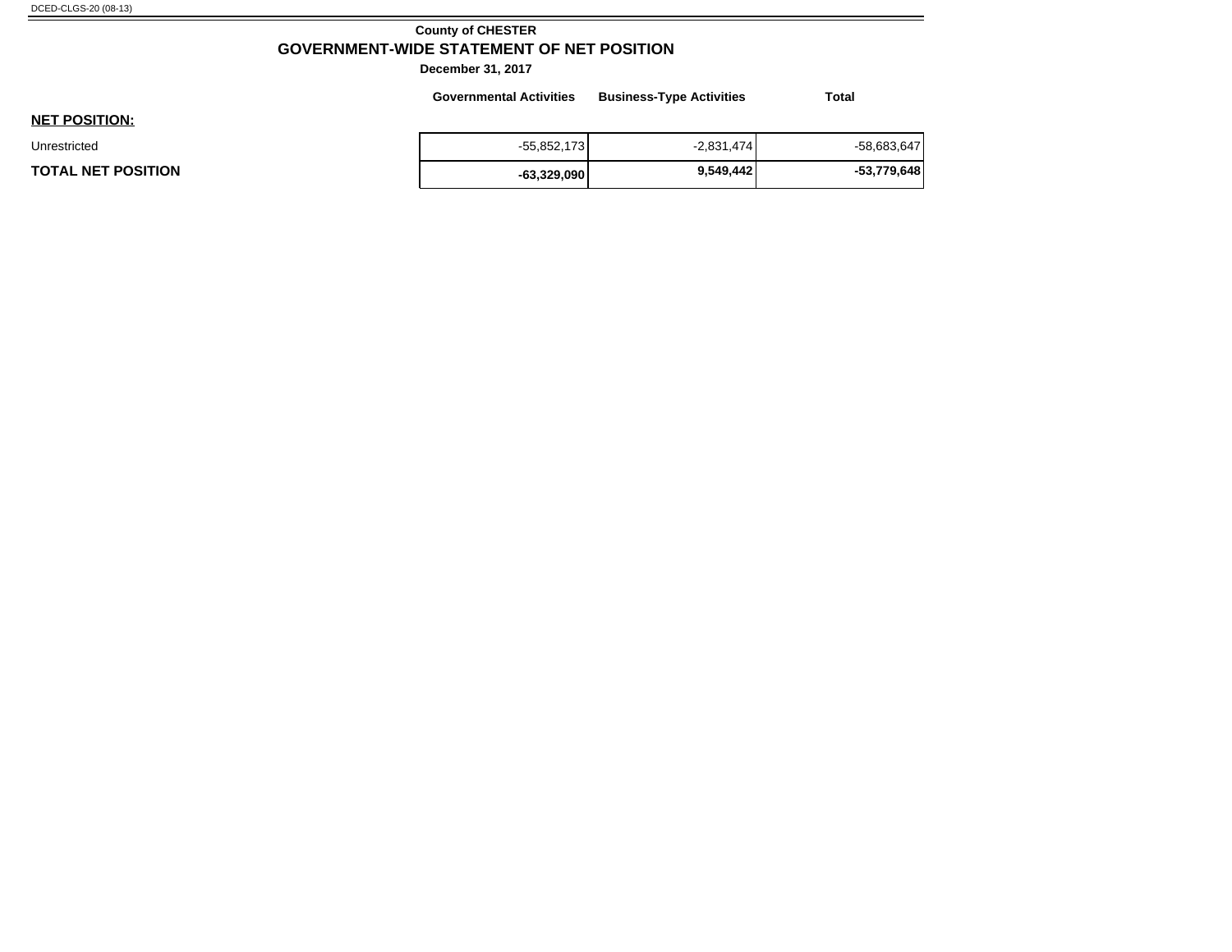DCED-CLGS-20 (08-13)

**County of CHESTER**

## GOVERNMENT-WIDE STATEMENT OF NET POSITION

**December 31, 2017**

| | Governmental Activities | Business-Type Activities | Total |
|---|---|---|---|
| **NET POSITION:** | | | |
| Unrestricted | -55,852,173 | -2,831,474 | -58,683,647 |
| **TOTAL NET POSITION** | **-63,329,090** | **9,549,442** | **-53,779,648** |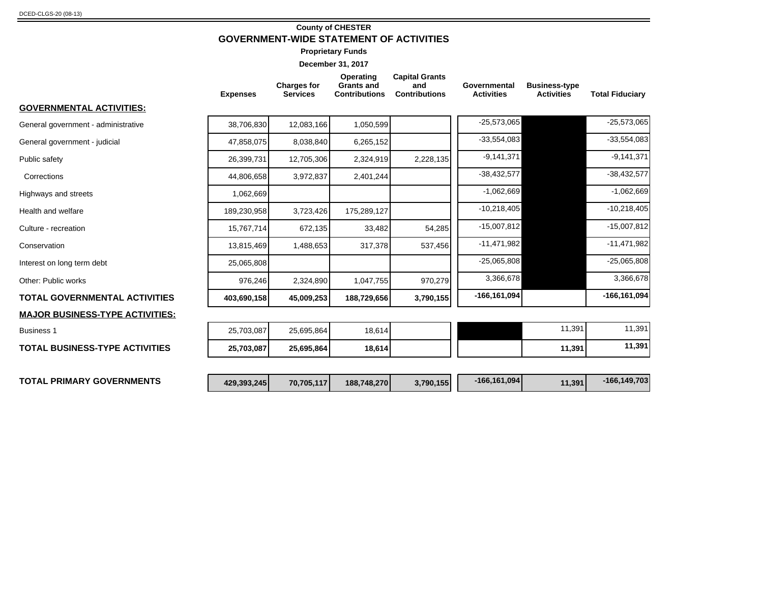DCED-CLGS-20 (08-13)

## County of CHESTER

# GOVERNMENT-WIDE STATEMENT OF ACTIVITIES

**Proprietary Funds**

**December 31, 2017**

| | Expenses | Charges for Services | Operating Grants and Contributions | Capital Grants and Contributions | Governmental Activities | Business-type Activities | Total Fiduciary |
|---|---|---|---|---|---|---|---|
| **GOVERNMENTAL ACTIVITIES:** | | | | | | | |
| General government - administrative | 38,706,830 | 12,083,166 | 1,050,599 | | -25,573,065 | | -25,573,065 |
| General government - judicial | 47,858,075 | 8,038,840 | 6,265,152 | | -33,554,083 | | -33,554,083 |
| Public safety | 26,399,731 | 12,705,306 | 2,324,919 | 2,228,135 | -9,141,371 | | -9,141,371 |
| Corrections | 44,806,658 | 3,972,837 | 2,401,244 | | -38,432,577 | | -38,432,577 |
| Highways and streets | 1,062,669 | | | | -1,062,669 | | -1,062,669 |
| Health and welfare | 189,230,958 | 3,723,426 | 175,289,127 | | -10,218,405 | | -10,218,405 |
| Culture - recreation | 15,767,714 | 672,135 | 33,482 | 54,285 | -15,007,812 | | -15,007,812 |
| Conservation | 13,815,469 | 1,488,653 | 317,378 | 537,456 | -11,471,982 | | -11,471,982 |
| Interest on long term debt | 25,065,808 | | | | -25,065,808 | | -25,065,808 |
| Other: Public works | 976,246 | 2,324,890 | 1,047,755 | 970,279 | 3,366,678 | | 3,366,678 |
| **TOTAL GOVERNMENTAL ACTIVITIES** | **403,690,158** | **45,009,253** | **188,729,656** | **3,790,155** | **-166,161,094** | | **-166,161,094** |
| **MAJOR BUSINESS-TYPE ACTIVITIES:** | | | | | | | |
| Business 1 | 25,703,087 | 25,695,864 | 18,614 | | | 11,391 | 11,391 |
| **TOTAL BUSINESS-TYPE ACTIVITIES** | **25,703,087** | **25,695,864** | **18,614** | | | **11,391** | **11,391** |
| **TOTAL PRIMARY GOVERNMENTS** | **429,393,245** | **70,705,117** | **188,748,270** | **3,790,155** | **-166,161,094** | **11,391** | **-166,149,703** |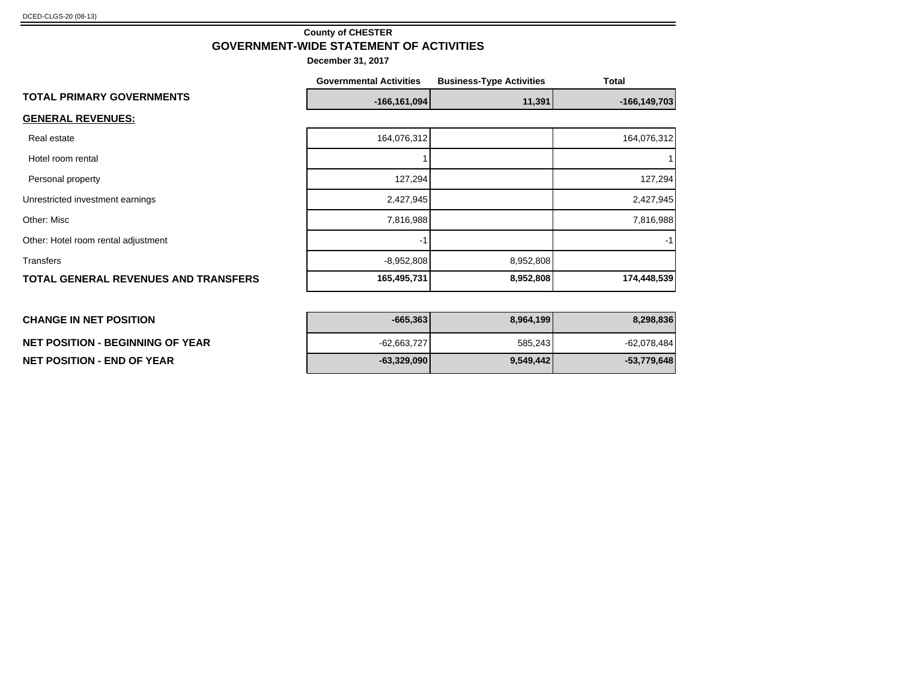DCED-CLGS-20 (08-13)

**County of CHESTER**

## GOVERNMENT-WIDE STATEMENT OF ACTIVITIES

**December 31, 2017**

| | Governmental Activities | Business-Type Activities | Total |
|---|---|---|---|
| **TOTAL PRIMARY GOVERNMENTS** | **-166,161,094** | **11,391** | **-166,149,703** |
| **GENERAL REVENUES:** | | | |
| Real estate | 164,076,312 | | 164,076,312 |
| Hotel room rental | 1 | | 1 |
| Personal property | 127,294 | | 127,294 |
| Unrestricted investment earnings | 2,427,945 | | 2,427,945 |
| Other: Misc | 7,816,988 | | 7,816,988 |
| Other: Hotel room rental adjustment | -1 | | -1 |
| Transfers | -8,952,808 | 8,952,808 | |
| **TOTAL GENERAL REVENUES AND TRANSFERS** | **165,495,731** | **8,952,808** | **174,448,539** |
| | | | |
| **CHANGE IN NET POSITION** | **-665,363** | **8,964,199** | **8,298,836** |
| **NET POSITION - BEGINNING OF YEAR** | -62,663,727 | 585,243 | -62,078,484 |
| **NET POSITION - END OF YEAR** | **-63,329,090** | **9,549,442** | **-53,779,648** |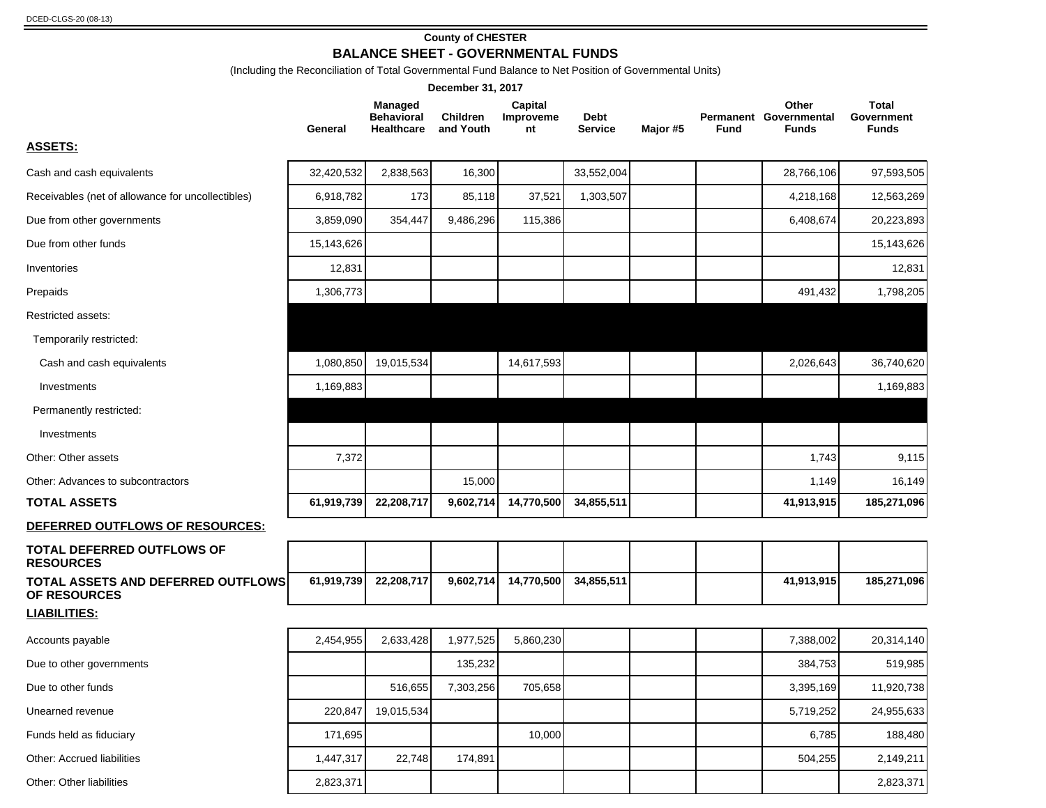DCED-CLGS-20 (08-13)

**County of CHESTER**

## BALANCE SHEET - GOVERNMENTAL FUNDS

(Including the Reconciliation of Total Governmental Fund Balance to Net Position of Governmental Units)

**December 31, 2017**

| | General | Managed Behavioral Healthcare | Children and Youth | Capital Improveme nt | Debt Service | Major #5 | Permanent Fund | Other Governmental Funds | Total Government Funds |
|---|---|---|---|---|---|---|---|---|---|
| **ASSETS:** | | | | | | | | | |
| Cash and cash equivalents | 32,420,532 | 2,838,563 | 16,300 | | 33,552,004 | | | 28,766,106 | 97,593,505 |
| Receivables (net of allowance for uncollectibles) | 6,918,782 | 173 | 85,118 | 37,521 | 1,303,507 | | | 4,218,168 | 12,563,269 |
| Due from other governments | 3,859,090 | 354,447 | 9,486,296 | 115,386 | | | | 6,408,674 | 20,223,893 |
| Due from other funds | 15,143,626 | | | | | | | | 15,143,626 |
| Inventories | 12,831 | | | | | | | | 12,831 |
| Prepaids | 1,306,773 | | | | | | | 491,432 | 1,798,205 |
| Restricted assets: | | | | | | | | | |
| Temporarily restricted: | | | | | | | | | |
| Cash and cash equivalents | 1,080,850 | 19,015,534 | | 14,617,593 | | | | 2,026,643 | 36,740,620 |
| Investments | 1,169,883 | | | | | | | | 1,169,883 |
| Permanently restricted: | | | | | | | | | |
| Investments | | | | | | | | | |
| Other: Other assets | 7,372 | | | | | | | 1,743 | 9,115 |
| Other: Advances to subcontractors | | | 15,000 | | | | | 1,149 | 16,149 |
| **TOTAL ASSETS** | **61,919,739** | **22,208,717** | **9,602,714** | **14,770,500** | **34,855,511** | | | **41,913,915** | **185,271,096** |
| **DEFERRED OUTFLOWS OF RESOURCES:** | | | | | | | | | |
| **TOTAL DEFERRED OUTFLOWS OF RESOURCES** | | | | | | | | | |
| **TOTAL ASSETS AND DEFERRED OUTFLOWS OF RESOURCES** | **61,919,739** | **22,208,717** | **9,602,714** | **14,770,500** | **34,855,511** | | | **41,913,915** | **185,271,096** |
| **LIABILITIES:** | | | | | | | | | |
| Accounts payable | 2,454,955 | 2,633,428 | 1,977,525 | 5,860,230 | | | | 7,388,002 | 20,314,140 |
| Due to other governments | | | 135,232 | | | | | 384,753 | 519,985 |
| Due to other funds | | 516,655 | 7,303,256 | 705,658 | | | | 3,395,169 | 11,920,738 |
| Unearned revenue | 220,847 | 19,015,534 | | | | | | 5,719,252 | 24,955,633 |
| Funds held as fiduciary | 171,695 | | | 10,000 | | | | 6,785 | 188,480 |
| Other: Accrued liabilities | 1,447,317 | 22,748 | 174,891 | | | | | 504,255 | 2,149,211 |
| Other: Other liabilities | 2,823,371 | | | | | | | | 2,823,371 |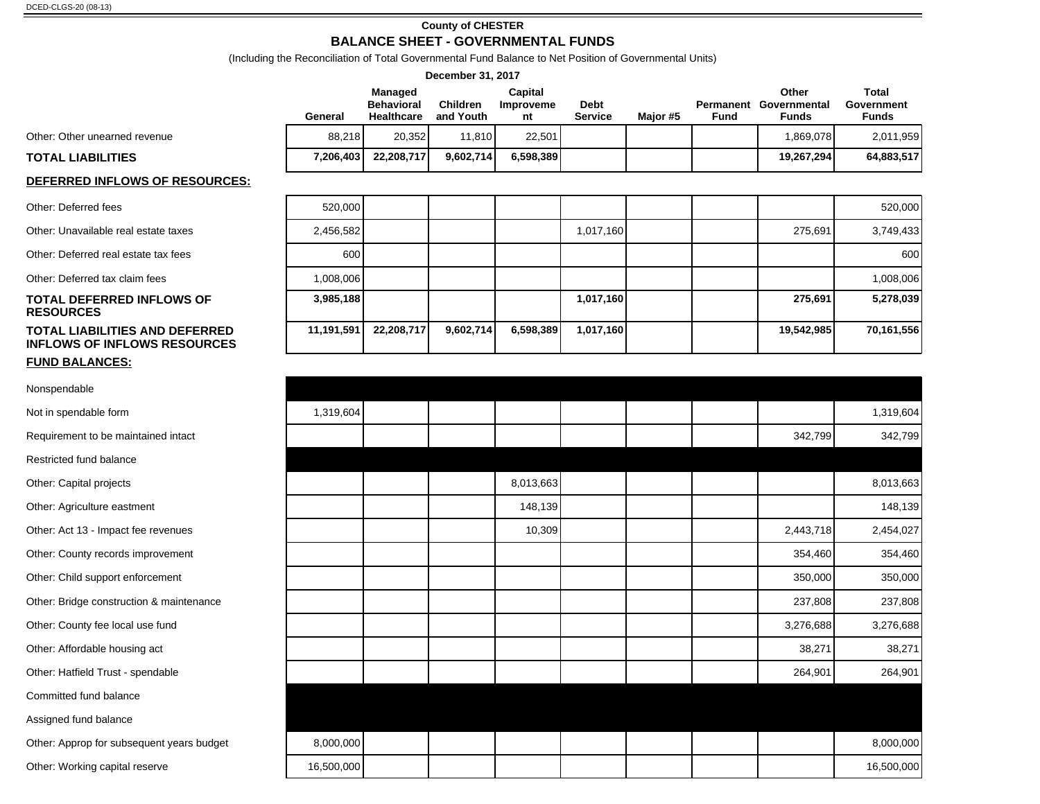DCED-CLGS-20 (08-13)

**County of CHESTER**

**BALANCE SHEET - GOVERNMENTAL FUNDS**

(Including the Reconciliation of Total Governmental Fund Balance to Net Position of Governmental Units)

**December 31, 2017**

| | General | Managed Behavioral Healthcare | Children and Youth | Capital Improvement | Debt Service | Major #5 | Permanent Fund | Other Governmental Funds | Total Government Funds |
|---|---|---|---|---|---|---|---|---|---|
| Other: Other unearned revenue | 88,218 | 20,352 | 11,810 | 22,501 | | | | 1,869,078 | 2,011,959 |
| **TOTAL LIABILITIES** | **7,206,403** | **22,208,717** | **9,602,714** | **6,598,389** | | | | **19,267,294** | **64,883,517** |
| **DEFERRED INFLOWS OF RESOURCES:** | | | | | | | | | |
| Other: Deferred fees | 520,000 | | | | | | | | 520,000 |
| Other: Unavailable real estate taxes | 2,456,582 | | | | 1,017,160 | | | 275,691 | 3,749,433 |
| Other: Deferred real estate tax fees | 600 | | | | | | | | 600 |
| Other: Deferred tax claim fees | 1,008,006 | | | | | | | | 1,008,006 |
| **TOTAL DEFERRED INFLOWS OF RESOURCES** | **3,985,188** | | | | **1,017,160** | | | **275,691** | **5,278,039** |
| **TOTAL LIABILITIES AND DEFERRED INFLOWS OF INFLOWS RESOURCES** | **11,191,591** | **22,208,717** | **9,602,714** | **6,598,389** | **1,017,160** | | | **19,542,985** | **70,161,556** |
| **FUND BALANCES:** | | | | | | | | | |
| Nonspendable | | | | | | | | | |
| Not in spendable form | 1,319,604 | | | | | | | | 1,319,604 |
| Requirement to be maintained intact | | | | | | | | 342,799 | 342,799 |
| Restricted fund balance | | | | | | | | | |
| Other: Capital projects | | | | 8,013,663 | | | | | 8,013,663 |
| Other: Agriculture eastment | | | | 148,139 | | | | | 148,139 |
| Other: Act 13 - Impact fee revenues | | | | 10,309 | | | | 2,443,718 | 2,454,027 |
| Other: County records improvement | | | | | | | | 354,460 | 354,460 |
| Other: Child support enforcement | | | | | | | | 350,000 | 350,000 |
| Other: Bridge construction & maintenance | | | | | | | | 237,808 | 237,808 |
| Other: County fee local use fund | | | | | | | | 3,276,688 | 3,276,688 |
| Other: Affordable housing act | | | | | | | | 38,271 | 38,271 |
| Other: Hatfield Trust - spendable | | | | | | | | 264,901 | 264,901 |
| Committed fund balance | | | | | | | | | |
| Assigned fund balance | | | | | | | | | |
| Other: Approp for subsequent years budget | 8,000,000 | | | | | | | | 8,000,000 |
| Other: Working capital reserve | 16,500,000 | | | | | | | | 16,500,000 |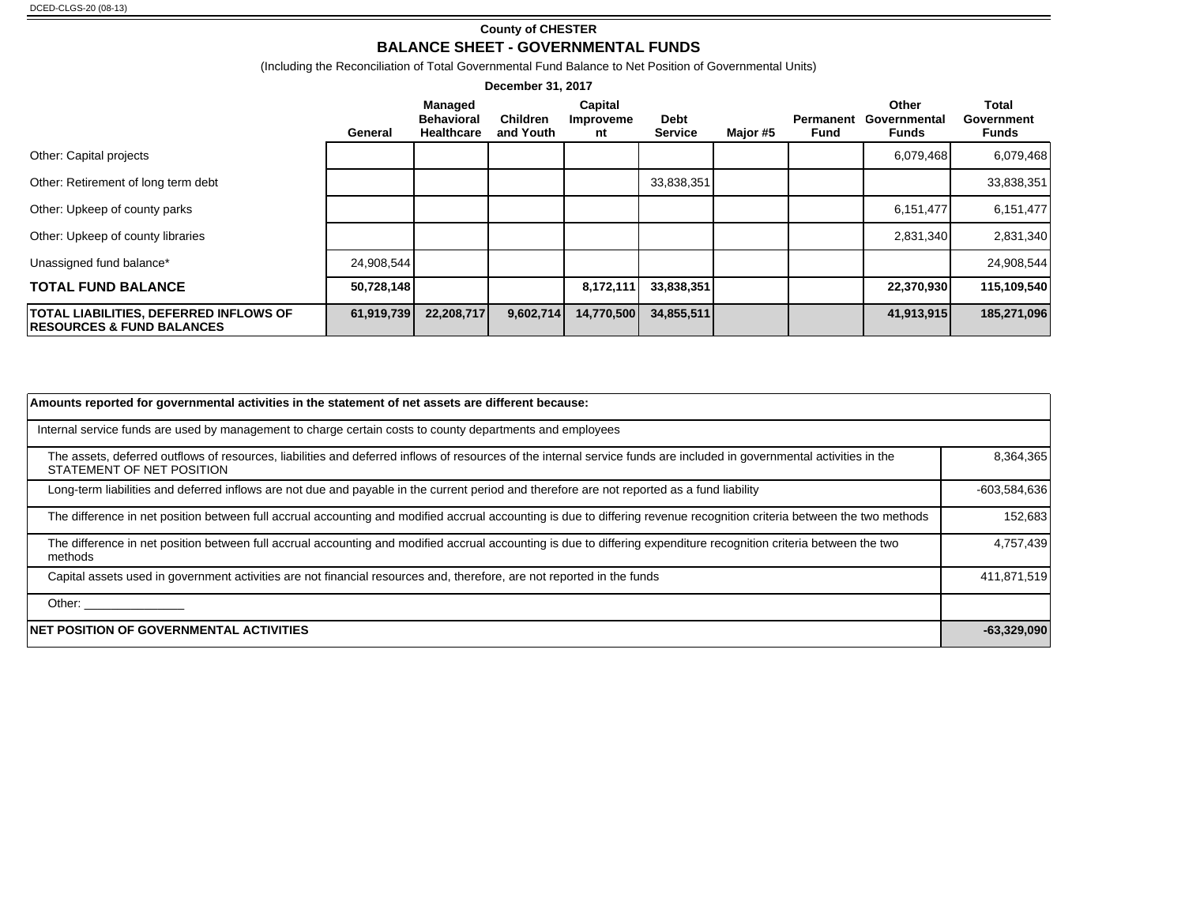DCED-CLGS-20 (08-13)

**County of CHESTER**

## BALANCE SHEET - GOVERNMENTAL FUNDS

(Including the Reconciliation of Total Governmental Fund Balance to Net Position of Governmental Units)

**December 31, 2017**

| | General | Managed Behavioral Healthcare | Children and Youth | Capital Improvement | Debt Service | Major #5 | Permanent Fund | Other Governmental Funds | Total Government Funds |
|---|---|---|---|---|---|---|---|---|---|
| Other: Capital projects | | | | | | | | 6,079,468 | 6,079,468 |
| Other: Retirement of long term debt | | | | | 33,838,351 | | | | 33,838,351 |
| Other: Upkeep of county parks | | | | | | | | 6,151,477 | 6,151,477 |
| Other: Upkeep of county libraries | | | | | | | | 2,831,340 | 2,831,340 |
| Unassigned fund balance* | 24,908,544 | | | | | | | | 24,908,544 |
| **TOTAL FUND BALANCE** | **50,728,148** | | | **8,172,111** | **33,838,351** | | | **22,370,930** | **115,109,540** |
| **TOTAL LIABILITIES, DEFERRED INFLOWS OF RESOURCES & FUND BALANCES** | **61,919,739** | **22,208,717** | **9,602,714** | **14,770,500** | **34,855,511** | | | **41,913,915** | **185,271,096** |

| **Amounts reported for governmental activities in the statement of net assets are different because:** | |
|---|---|
| Internal service funds are used by management to charge certain costs to county departments and employees | |
| The assets, deferred outflows of resources, liabilities and deferred inflows of resources of the internal service funds are included in governmental activities in the STATEMENT OF NET POSITION | 8,364,365 |
| Long-term liabilities and deferred inflows are not due and payable in the current period and therefore are not reported as a fund liability | -603,584,636 |
| The difference in net position between full accrual accounting and modified accrual accounting is due to differing revenue recognition criteria between the two methods | 152,683 |
| The difference in net position between full accrual accounting and modified accrual accounting is due to differing expenditure recognition criteria between the two methods | 4,757,439 |
| Capital assets used in government activities are not financial resources and, therefore, are not reported in the funds | 411,871,519 |
| Other: _______________ | |
| **NET POSITION OF GOVERNMENTAL ACTIVITIES** | **-63,329,090** |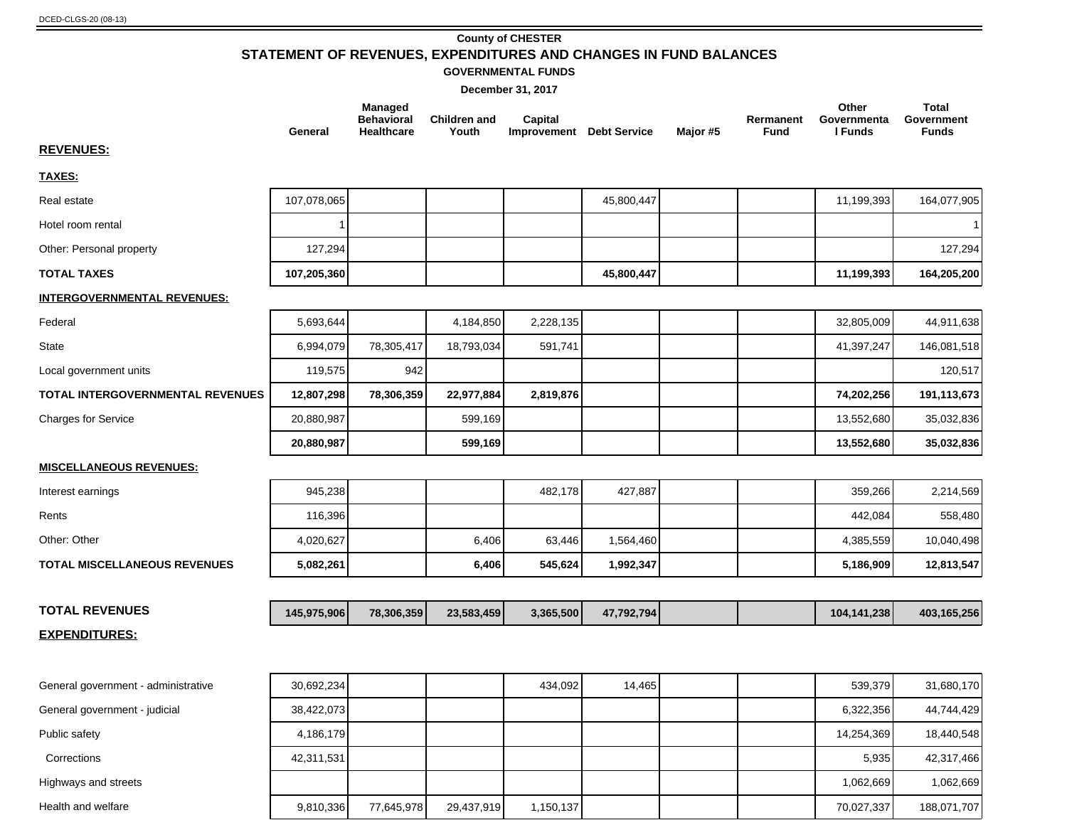DCED-CLGS-20 (08-13)

**County of CHESTER**

## STATEMENT OF REVENUES, EXPENDITURES AND CHANGES IN FUND BALANCES

**GOVERNMENTAL FUNDS**

**December 31, 2017**

| | General | Managed Behavioral Healthcare | Children and Youth | Capital Improvement | Debt Service | Major #5 | Rermanent Fund | Other Governmental Funds | Total Government Funds |
|---|---|---|---|---|---|---|---|---|---|
| **REVENUES:** | | | | | | | | | |
| **TAXES:** | | | | | | | | | |
| Real estate | 107,078,065 | | | | 45,800,447 | | | 11,199,393 | 164,077,905 |
| Hotel room rental | 1 | | | | | | | | 1 |
| Other: Personal property | 127,294 | | | | | | | | 127,294 |
| **TOTAL TAXES** | **107,205,360** | | | | **45,800,447** | | | **11,199,393** | **164,205,200** |
| **INTERGOVERNMENTAL REVENUES:** | | | | | | | | | |
| Federal | 5,693,644 | | 4,184,850 | 2,228,135 | | | | 32,805,009 | 44,911,638 |
| State | 6,994,079 | 78,305,417 | 18,793,034 | 591,741 | | | | 41,397,247 | 146,081,518 |
| Local government units | 119,575 | 942 | | | | | | | 120,517 |
| **TOTAL INTERGOVERNMENTAL REVENUES** | **12,807,298** | **78,306,359** | **22,977,884** | **2,819,876** | | | | **74,202,256** | **191,113,673** |
| Charges for Service | 20,880,987 | | 599,169 | | | | | 13,552,680 | 35,032,836 |
| | **20,880,987** | | **599,169** | | | | | **13,552,680** | **35,032,836** |
| **MISCELLANEOUS REVENUES:** | | | | | | | | | |
| Interest earnings | 945,238 | | | 482,178 | 427,887 | | | 359,266 | 2,214,569 |
| Rents | 116,396 | | | | | | | 442,084 | 558,480 |
| Other: Other | 4,020,627 | | 6,406 | 63,446 | 1,564,460 | | | 4,385,559 | 10,040,498 |
| **TOTAL MISCELLANEOUS REVENUES** | **5,082,261** | | **6,406** | **545,624** | **1,992,347** | | | **5,186,909** | **12,813,547** |
| **TOTAL REVENUES** | **145,975,906** | **78,306,359** | **23,583,459** | **3,365,500** | **47,792,794** | | | **104,141,238** | **403,165,256** |
| **EXPENDITURES:** | | | | | | | | | |
| General government - administrative | 30,692,234 | | | 434,092 | 14,465 | | | 539,379 | 31,680,170 |
| General government - judicial | 38,422,073 | | | | | | | 6,322,356 | 44,744,429 |
| Public safety | 4,186,179 | | | | | | | 14,254,369 | 18,440,548 |
| Corrections | 42,311,531 | | | | | | | 5,935 | 42,317,466 |
| Highways and streets | | | | | | | | 1,062,669 | 1,062,669 |
| Health and welfare | 9,810,336 | 77,645,978 | 29,437,919 | 1,150,137 | | | | 70,027,337 | 188,071,707 |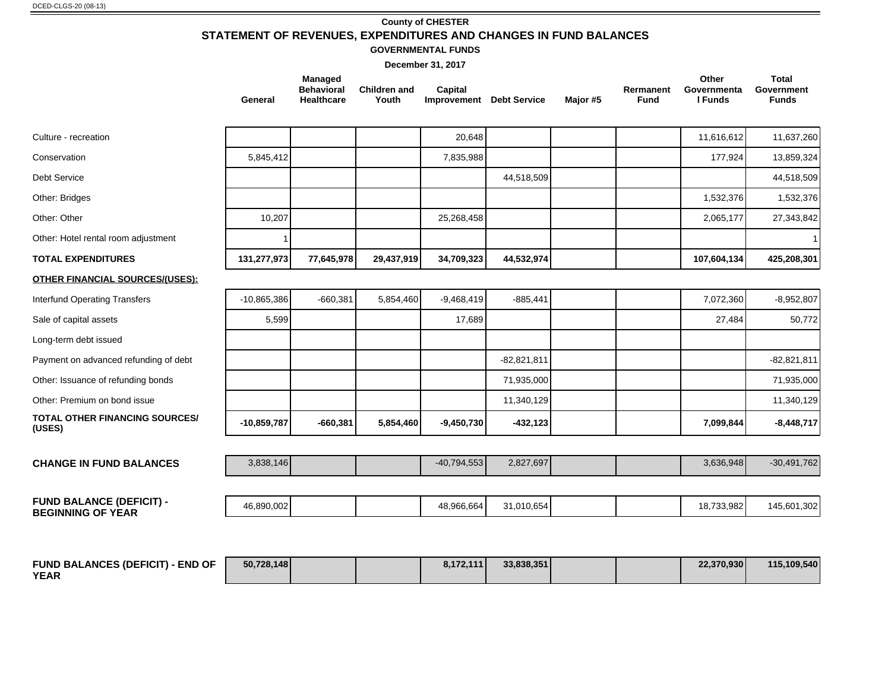DCED-CLGS-20 (08-13)

# County of CHESTER

## STATEMENT OF REVENUES, EXPENDITURES AND CHANGES IN FUND BALANCES

### GOVERNMENTAL FUNDS

### December 31, 2017

| | General | Managed Behavioral Healthcare | Children and Youth | Capital Improvement | Debt Service | Major #5 | Rermanent Fund | Other Governmental Funds | Total Government Funds |
|---|---|---|---|---|---|---|---|---|---|
| Culture - recreation | | | | 20,648 | | | | 11,616,612 | 11,637,260 |
| Conservation | 5,845,412 | | | 7,835,988 | | | | 177,924 | 13,859,324 |
| Debt Service | | | | | 44,518,509 | | | | 44,518,509 |
| Other: Bridges | | | | | | | | 1,532,376 | 1,532,376 |
| Other: Other | 10,207 | | | 25,268,458 | | | | 2,065,177 | 27,343,842 |
| Other: Hotel rental room adjustment | 1 | | | | | | | | 1 |
| **TOTAL EXPENDITURES** | **131,277,973** | **77,645,978** | **29,437,919** | **34,709,323** | **44,532,974** | | | **107,604,134** | **425,208,301** |
| **OTHER FINANCIAL SOURCES/(USES):** | | | | | | | | | |
| Interfund Operating Transfers | -10,865,386 | -660,381 | 5,854,460 | -9,468,419 | -885,441 | | | 7,072,360 | -8,952,807 |
| Sale of capital assets | 5,599 | | | 17,689 | | | | 27,484 | 50,772 |
| Long-term debt issued | | | | | | | | | |
| Payment on advanced refunding of debt | | | | | -82,821,811 | | | | -82,821,811 |
| Other: Issuance of refunding bonds | | | | | 71,935,000 | | | | 71,935,000 |
| Other: Premium on bond issue | | | | | 11,340,129 | | | | 11,340,129 |
| **TOTAL OTHER FINANCING SOURCES/ (USES)** | **-10,859,787** | **-660,381** | **5,854,460** | **-9,450,730** | **-432,123** | | | **7,099,844** | **-8,448,717** |
| **CHANGE IN FUND BALANCES** | 3,838,146 | | | -40,794,553 | 2,827,697 | | | 3,636,948 | -30,491,762 |
| **FUND BALANCE (DEFICIT) - BEGINNING OF YEAR** | 46,890,002 | | | 48,966,664 | 31,010,654 | | | 18,733,982 | 145,601,302 |
| **FUND BALANCES (DEFICIT) - END OF YEAR** | **50,728,148** | | | **8,172,111** | **33,838,351** | | | **22,370,930** | **115,109,540** |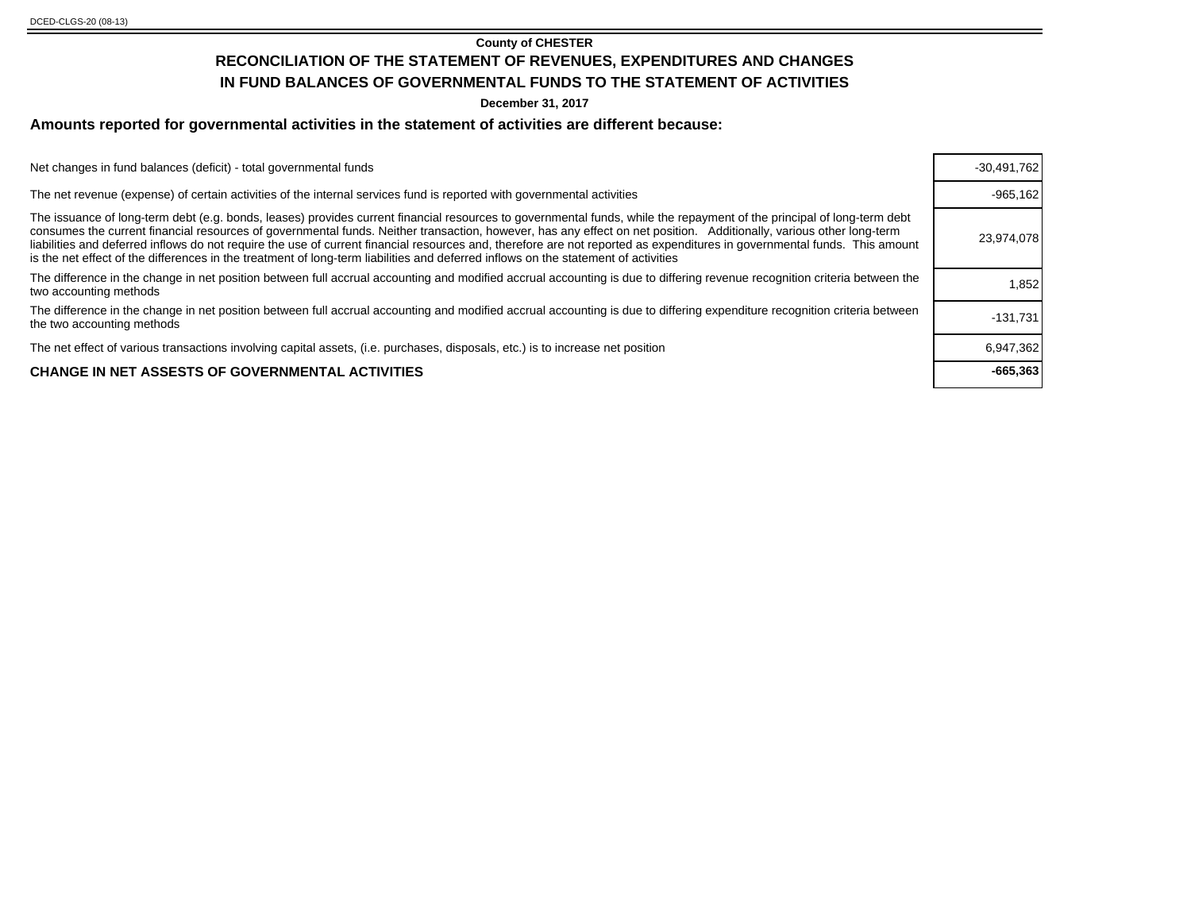**County of CHESTER**

## RECONCILIATION OF THE STATEMENT OF REVENUES, EXPENDITURES AND CHANGES IN FUND BALANCES OF GOVERNMENTAL FUNDS TO THE STATEMENT OF ACTIVITIES

**December 31, 2017**

### Amounts reported for governmental activities in the statement of activities are different because:

| | |
|---|---:|
| Net changes in fund balances (deficit) - total governmental funds | -30,491,762 |
| The net revenue (expense) of certain activities of the internal services fund is reported with governmental activities | -965,162 |
| The issuance of long-term debt (e.g. bonds, leases) provides current financial resources to governmental funds, while the repayment of the principal of long-term debt consumes the current financial resources of governmental funds. Neither transaction, however, has any effect on net position. Additionally, various other long-term liabilities and deferred inflows do not require the use of current financial resources and, therefore are not reported as expenditures in governmental funds. This amount is the net effect of the differences in the treatment of long-term liabilities and deferred inflows on the statement of activities | 23,974,078 |
| The difference in the change in net position between full accrual accounting and modified accrual accounting is due to differing revenue recognition criteria between the two accounting methods | 1,852 |
| The difference in the change in net position between full accrual accounting and modified accrual accounting is due to differing expenditure recognition criteria between the two accounting methods | -131,731 |
| The net effect of various transactions involving capital assets, (i.e. purchases, disposals, etc.) is to increase net position | 6,947,362 |
| **CHANGE IN NET ASSESTS OF GOVERNMENTAL ACTIVITIES** | **-665,363** |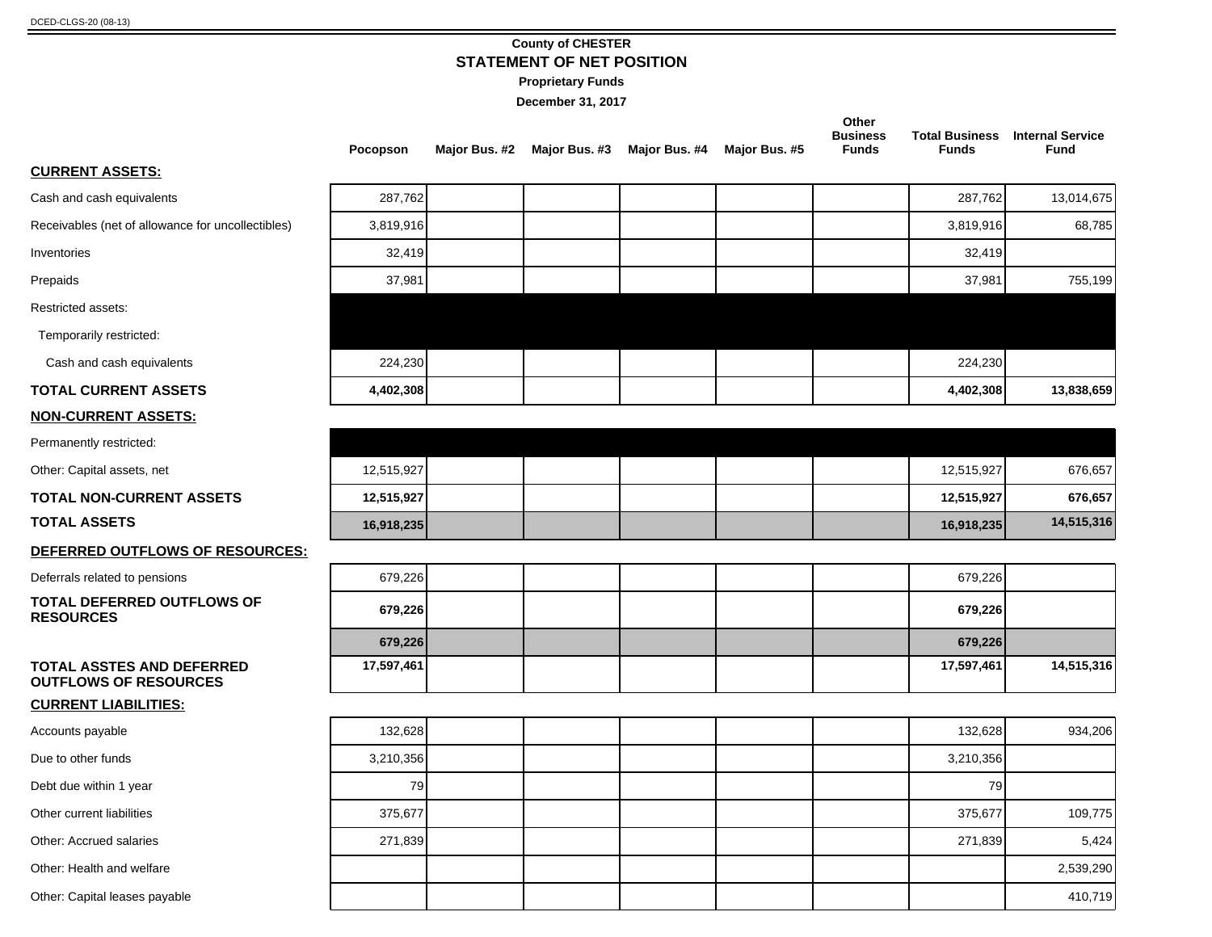DCED-CLGS-20 (08-13)

**County of CHESTER**

## STATEMENT OF NET POSITION

**Proprietary Funds**

**December 31, 2017**

| | Pocopson | Major Bus. #2 | Major Bus. #3 | Major Bus. #4 | Major Bus. #5 | Other Business Funds | Total Business Funds | Internal Service Fund |
|---|---|---|---|---|---|---|---|---|
| **CURRENT ASSETS:** | | | | | | | | |
| Cash and cash equivalents | 287,762 | | | | | | 287,762 | 13,014,675 |
| Receivables (net of allowance for uncollectibles) | 3,819,916 | | | | | | 3,819,916 | 68,785 |
| Inventories | 32,419 | | | | | | 32,419 | |
| Prepaids | 37,981 | | | | | | 37,981 | 755,199 |
| Restricted assets: | | | | | | | | |
| Temporarily restricted: | | | | | | | | |
| Cash and cash equivalents | 224,230 | | | | | | 224,230 | |
| **TOTAL CURRENT ASSETS** | **4,402,308** | | | | | | **4,402,308** | **13,838,659** |
| **NON-CURRENT ASSETS:** | | | | | | | | |
| Permanently restricted: | | | | | | | | |
| Other: Capital assets, net | 12,515,927 | | | | | | 12,515,927 | 676,657 |
| **TOTAL NON-CURRENT ASSETS** | **12,515,927** | | | | | | **12,515,927** | **676,657** |
| **TOTAL ASSETS** | **16,918,235** | | | | | | **16,918,235** | **14,515,316** |
| **DEFERRED OUTFLOWS OF RESOURCES:** | | | | | | | | |
| Deferrals related to pensions | 679,226 | | | | | | 679,226 | |
| **TOTAL DEFERRED OUTFLOWS OF RESOURCES** | **679,226** | | | | | | **679,226** | |
| | **679,226** | | | | | | **679,226** | |
| **TOTAL ASSTES AND DEFERRED OUTFLOWS OF RESOURCES** | **17,597,461** | | | | | | **17,597,461** | **14,515,316** |
| **CURRENT LIABILITIES:** | | | | | | | | |
| Accounts payable | 132,628 | | | | | | 132,628 | 934,206 |
| Due to other funds | 3,210,356 | | | | | | 3,210,356 | |
| Debt due within 1 year | 79 | | | | | | 79 | |
| Other current liabilities | 375,677 | | | | | | 375,677 | 109,775 |
| Other: Accrued salaries | 271,839 | | | | | | 271,839 | 5,424 |
| Other: Health and welfare | | | | | | | | 2,539,290 |
| Other: Capital leases payable | | | | | | | | 410,719 |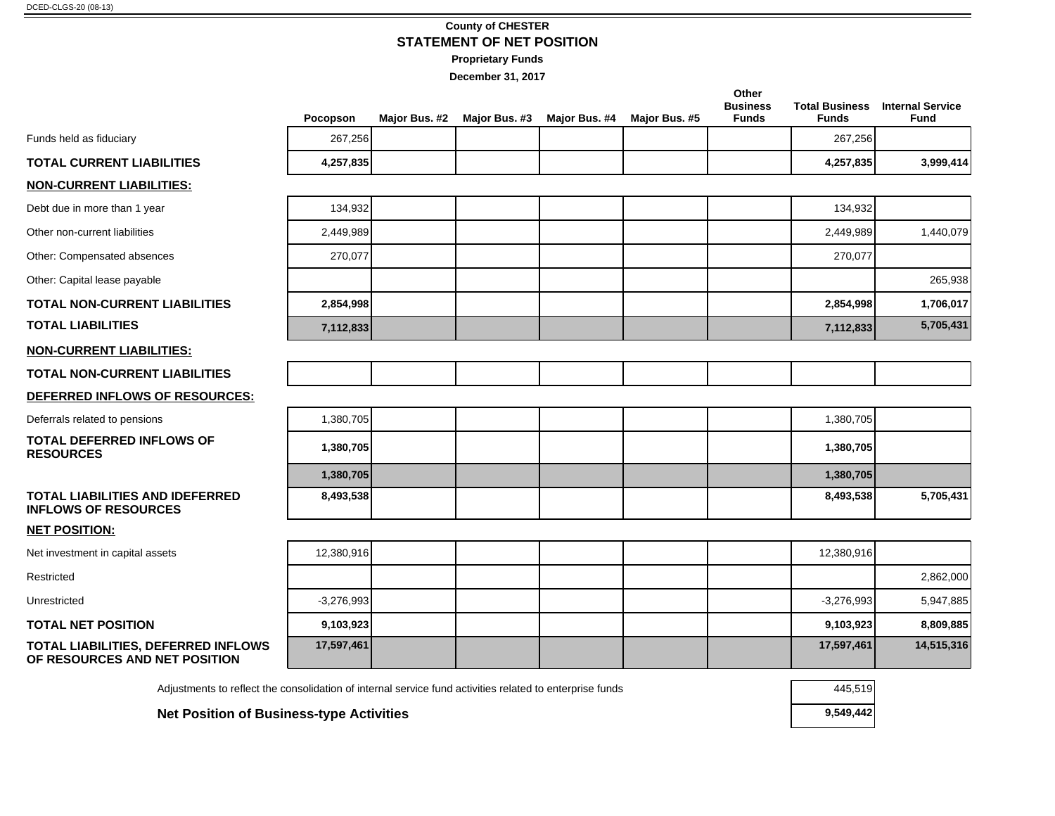DCED-CLGS-20 (08-13)

**County of CHESTER**

## STATEMENT OF NET POSITION

**Proprietary Funds**

**December 31, 2017**

| | Pocopson | Major Bus. #2 | Major Bus. #3 | Major Bus. #4 | Major Bus. #5 | Other Business Funds | Total Business Funds | Internal Service Fund |
|---|---|---|---|---|---|---|---|---|
| Funds held as fiduciary | 267,256 | | | | | | 267,256 | |
| **TOTAL CURRENT LIABILITIES** | **4,257,835** | | | | | | **4,257,835** | **3,999,414** |
| **NON-CURRENT LIABILITIES:** | | | | | | | | |
| Debt due in more than 1 year | 134,932 | | | | | | 134,932 | |
| Other non-current liabilities | 2,449,989 | | | | | | 2,449,989 | 1,440,079 |
| Other: Compensated absences | 270,077 | | | | | | 270,077 | |
| Other: Capital lease payable | | | | | | | | 265,938 |
| **TOTAL NON-CURRENT LIABILITIES** | **2,854,998** | | | | | | **2,854,998** | **1,706,017** |
| **TOTAL LIABILITIES** | **7,112,833** | | | | | | **7,112,833** | **5,705,431** |
| **NON-CURRENT LIABILITIES:** | | | | | | | | |
| **TOTAL NON-CURRENT LIABILITIES** | | | | | | | | |
| **DEFERRED INFLOWS OF RESOURCES:** | | | | | | | | |
| Deferrals related to pensions | 1,380,705 | | | | | | 1,380,705 | |
| **TOTAL DEFERRED INFLOWS OF RESOURCES** | **1,380,705** | | | | | | **1,380,705** | |
| | **1,380,705** | | | | | | **1,380,705** | |
| **TOTAL LIABILITIES AND IDEFERRED INFLOWS OF RESOURCES** | **8,493,538** | | | | | | **8,493,538** | **5,705,431** |
| **NET POSITION:** | | | | | | | | |
| Net investment in capital assets | 12,380,916 | | | | | | 12,380,916 | |
| Restricted | | | | | | | | 2,862,000 |
| Unrestricted | -3,276,993 | | | | | | -3,276,993 | 5,947,885 |
| **TOTAL NET POSITION** | **9,103,923** | | | | | | **9,103,923** | **8,809,885** |
| **TOTAL LIABILITIES, DEFERRED INFLOWS OF RESOURCES AND NET POSITION** | **17,597,461** | | | | | | **17,597,461** | **14,515,316** |

| | |
|---|---|
| Adjustments to reflect the consolidation of internal service fund activities related to enterprise funds | 445,519 |
| **Net Position of Business-type Activities** | **9,549,442** |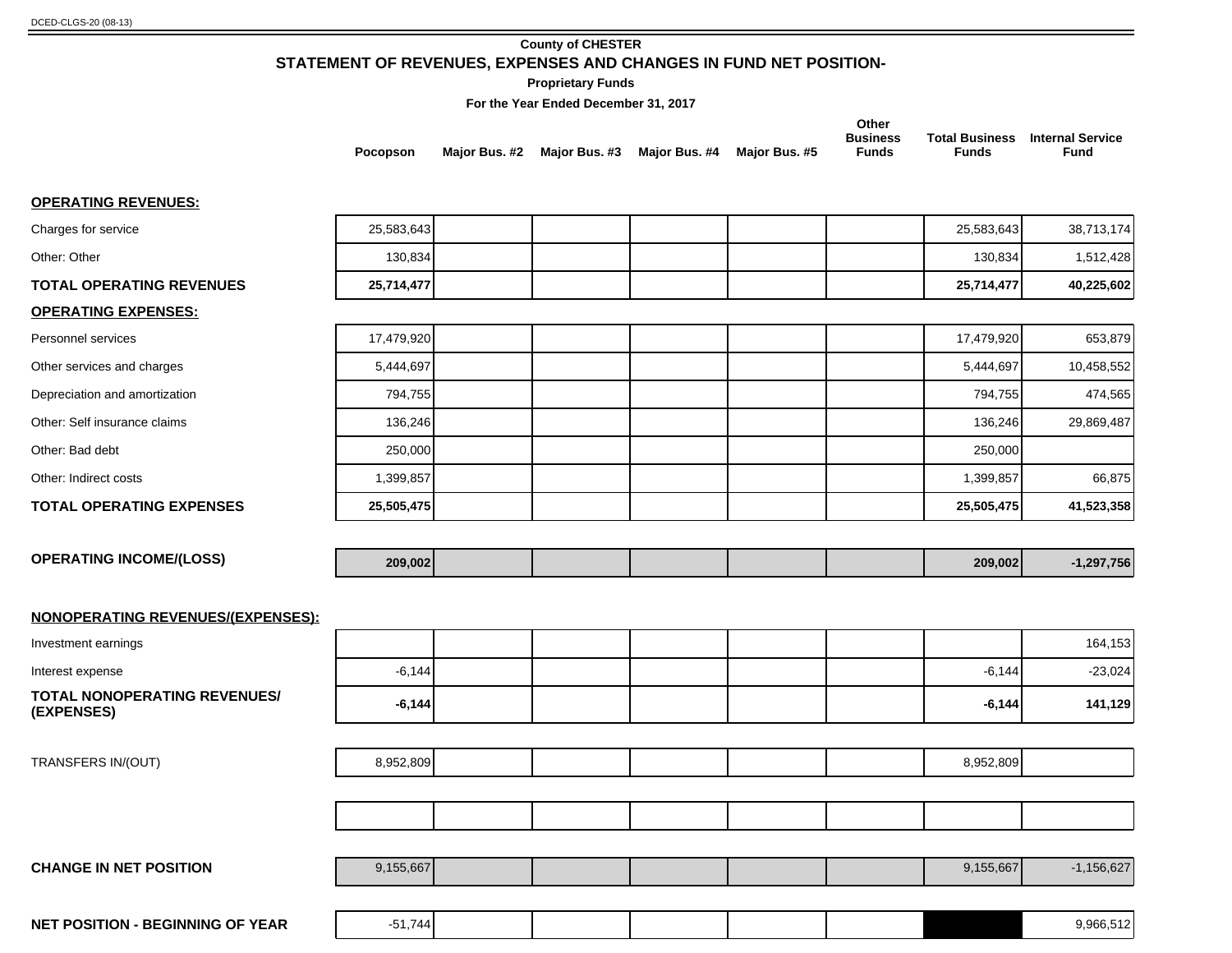DCED-CLGS-20 (08-13)

**County of CHESTER**

## STATEMENT OF REVENUES, EXPENSES AND CHANGES IN FUND NET POSITION-

**Proprietary Funds**

**For the Year Ended December 31, 2017**

| | Pocopson | Major Bus. #2 | Major Bus. #3 | Major Bus. #4 | Major Bus. #5 | Other Business Funds | Total Business Funds | Internal Service Fund |
|---|---|---|---|---|---|---|---|---|
| **OPERATING REVENUES:** | | | | | | | | |
| Charges for service | 25,583,643 | | | | | | 25,583,643 | 38,713,174 |
| Other: Other | 130,834 | | | | | | 130,834 | 1,512,428 |
| **TOTAL OPERATING REVENUES** | **25,714,477** | | | | | | **25,714,477** | **40,225,602** |
| **OPERATING EXPENSES:** | | | | | | | | |
| Personnel services | 17,479,920 | | | | | | 17,479,920 | 653,879 |
| Other services and charges | 5,444,697 | | | | | | 5,444,697 | 10,458,552 |
| Depreciation and amortization | 794,755 | | | | | | 794,755 | 474,565 |
| Other: Self insurance claims | 136,246 | | | | | | 136,246 | 29,869,487 |
| Other: Bad debt | 250,000 | | | | | | 250,000 | |
| Other: Indirect costs | 1,399,857 | | | | | | 1,399,857 | 66,875 |
| **TOTAL OPERATING EXPENSES** | **25,505,475** | | | | | | **25,505,475** | **41,523,358** |
| **OPERATING INCOME/(LOSS)** | **209,002** | | | | | | **209,002** | **-1,297,756** |
| **NONOPERATING REVENUES/(EXPENSES):** | | | | | | | | |
| Investment earnings | | | | | | | | 164,153 |
| Interest expense | -6,144 | | | | | | -6,144 | -23,024 |
| **TOTAL NONOPERATING REVENUES/ (EXPENSES)** | **-6,144** | | | | | | **-6,144** | **141,129** |
| TRANSFERS IN/(OUT) | 8,952,809 | | | | | | 8,952,809 | |
| | | | | | | | | |
| **CHANGE IN NET POSITION** | 9,155,667 | | | | | | 9,155,667 | -1,156,627 |
| **NET POSITION - BEGINNING OF YEAR** | -51,744 | | | | | | | 9,966,512 |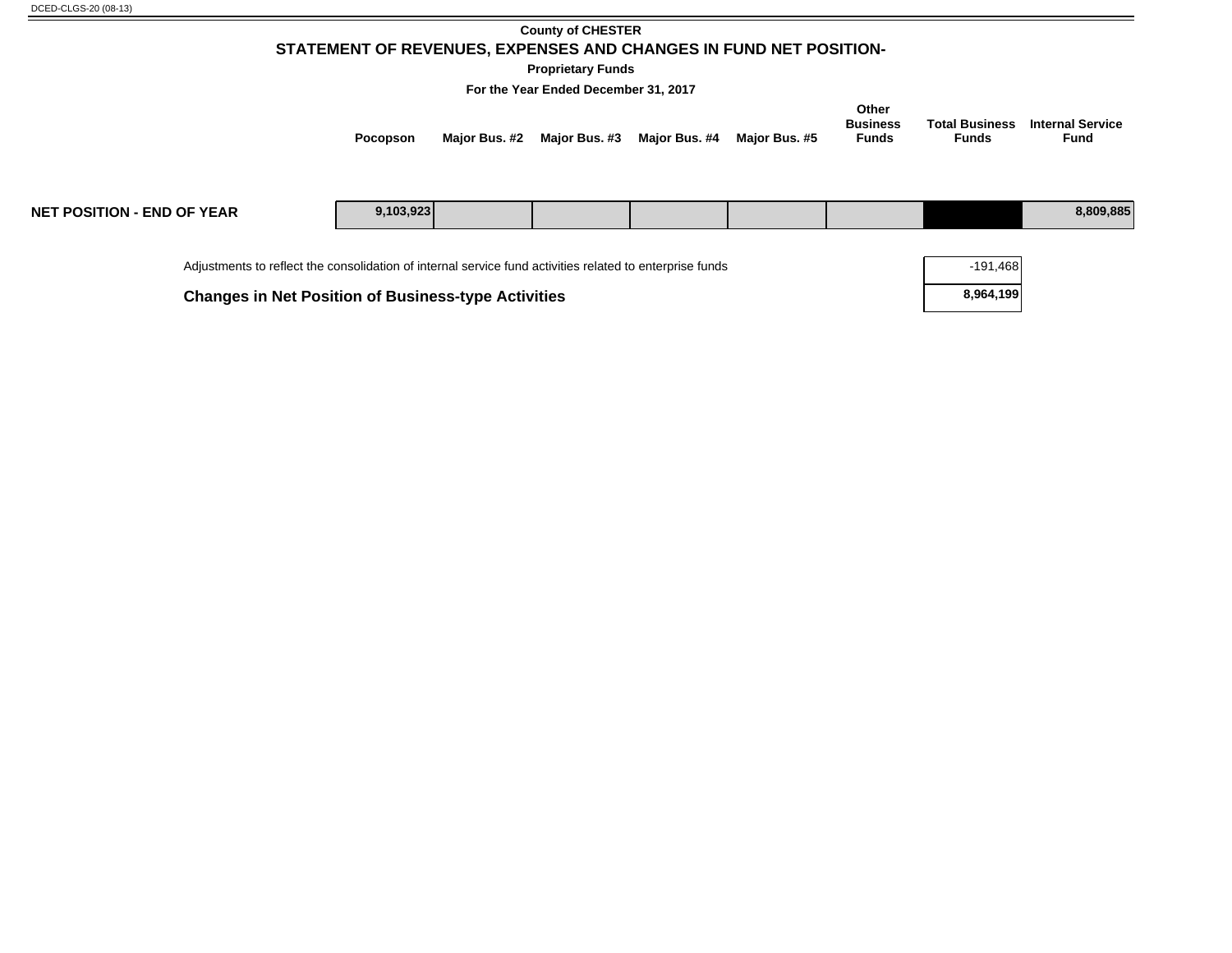DCED-CLGS-20 (08-13)

**County of CHESTER**

## STATEMENT OF REVENUES, EXPENSES AND CHANGES IN FUND NET POSITION-

**Proprietary Funds**

**For the Year Ended December 31, 2017**

| | Pocopson | Major Bus. #2 | Major Bus. #3 | Major Bus. #4 | Major Bus. #5 | Other Business Funds | Total Business Funds | Internal Service Fund |
|---|---|---|---|---|---|---|---|---|
| **NET POSITION - END OF YEAR** | 9,103,923 | | | | | | | 8,809,885 |

| | Total Business Funds |
|---|---|
| Adjustments to reflect the consolidation of internal service fund activities related to enterprise funds | -191,468 |
| **Changes in Net Position of Business-type Activities** | **8,964,199** |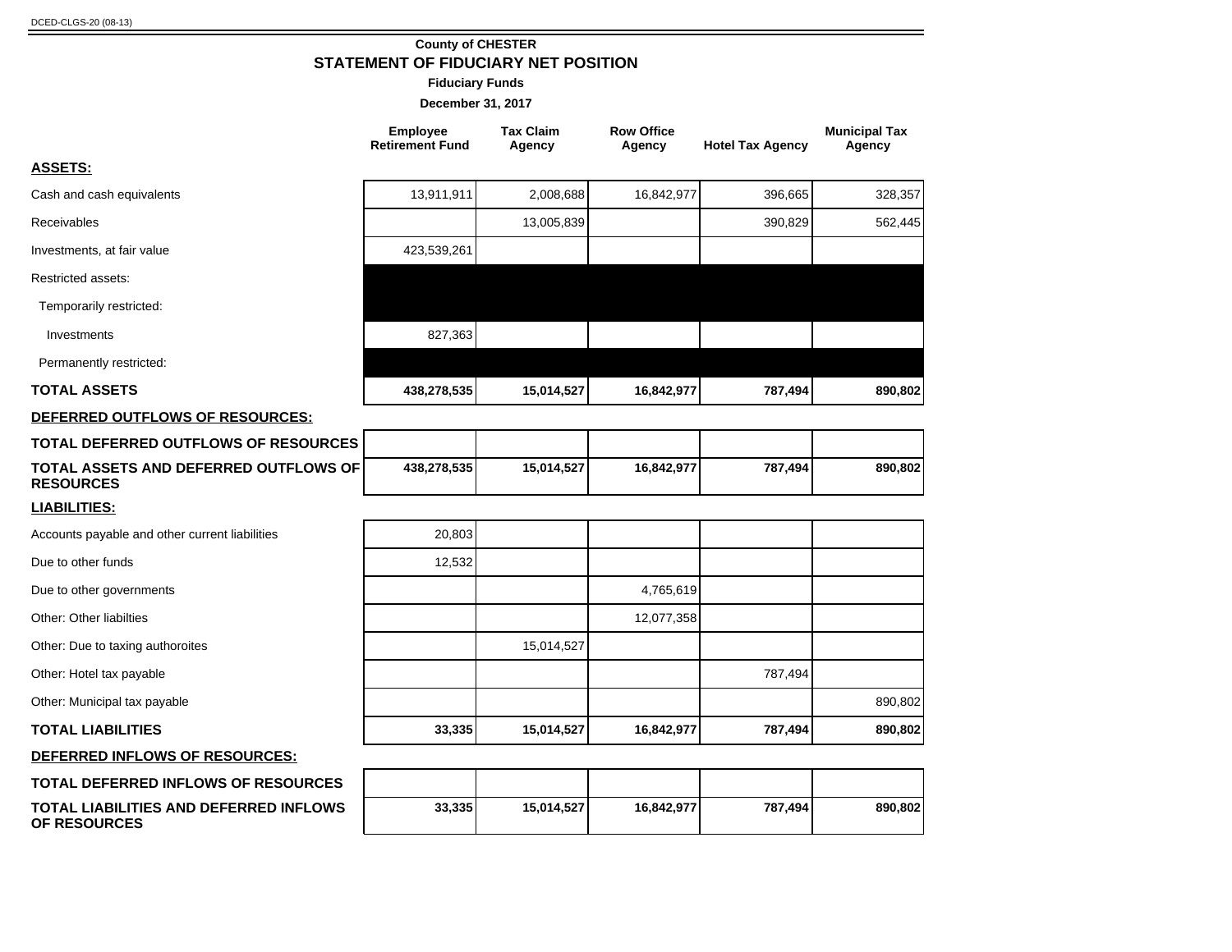County of CHESTER

## STATEMENT OF FIDUCIARY NET POSITION

**Fiduciary Funds**

**December 31, 2017**

| | Employee Retirement Fund | Tax Claim Agency | Row Office Agency | Hotel Tax Agency | Municipal Tax Agency |
|---|---|---|---|---|---|
| **ASSETS:** | | | | | |
| Cash and cash equivalents | 13,911,911 | 2,008,688 | 16,842,977 | 396,665 | 328,357 |
| Receivables | | 13,005,839 | | 390,829 | 562,445 |
| Investments, at fair value | 423,539,261 | | | | |
| Restricted assets: | | | | | |
| Temporarily restricted: | | | | | |
| Investments | 827,363 | | | | |
| Permanently restricted: | | | | | |
| **TOTAL ASSETS** | **438,278,535** | **15,014,527** | **16,842,977** | **787,494** | **890,802** |
| **DEFERRED OUTFLOWS OF RESOURCES:** | | | | | |
| **TOTAL DEFERRED OUTFLOWS OF RESOURCES** | | | | | |
| **TOTAL ASSETS AND DEFERRED OUTFLOWS OF RESOURCES** | **438,278,535** | **15,014,527** | **16,842,977** | **787,494** | **890,802** |
| **LIABILITIES:** | | | | | |
| Accounts payable and other current liabilities | 20,803 | | | | |
| Due to other funds | 12,532 | | | | |
| Due to other governments | | | 4,765,619 | | |
| Other: Other liabilties | | | 12,077,358 | | |
| Other: Due to taxing authoroites | | 15,014,527 | | | |
| Other: Hotel tax payable | | | | 787,494 | |
| Other: Municipal tax payable | | | | | 890,802 |
| **TOTAL LIABILITIES** | **33,335** | **15,014,527** | **16,842,977** | **787,494** | **890,802** |
| **DEFERRED INFLOWS OF RESOURCES:** | | | | | |
| **TOTAL DEFERRED INFLOWS OF RESOURCES** | | | | | |
| **TOTAL LIABILITIES AND DEFERRED INFLOWS OF RESOURCES** | **33,335** | **15,014,527** | **16,842,977** | **787,494** | **890,802** |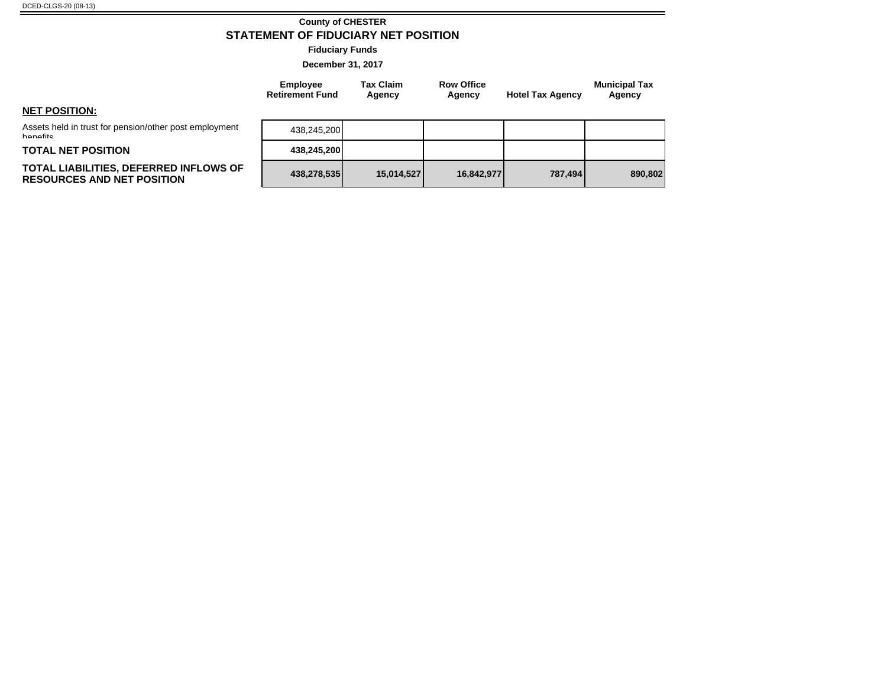DCED-CLGS-20 (08-13)

**County of CHESTER**

# STATEMENT OF FIDUCIARY NET POSITION

**Fiduciary Funds**

**December 31, 2017**

| | Employee Retirement Fund | Tax Claim Agency | Row Office Agency | Hotel Tax Agency | Municipal Tax Agency |
|---|---|---|---|---|---|
| **NET POSITION:** | | | | | |
| Assets held in trust for pension/other post employment benefits | 438,245,200 | | | | |
| **TOTAL NET POSITION** | **438,245,200** | | | | |
| **TOTAL LIABILITIES, DEFERRED INFLOWS OF RESOURCES AND NET POSITION** | **438,278,535** | **15,014,527** | **16,842,977** | **787,494** | **890,802** |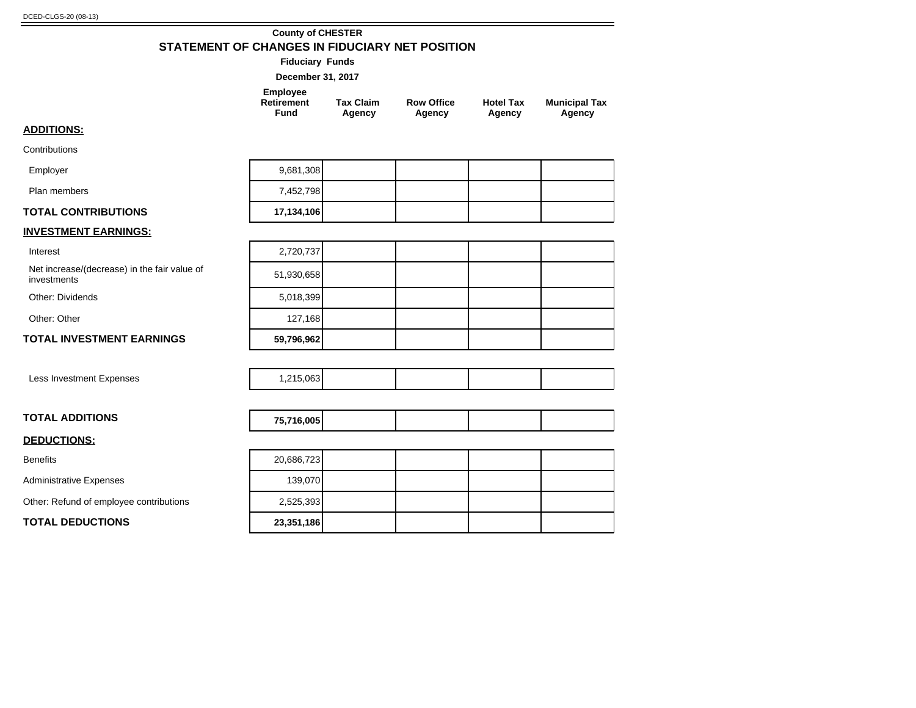DCED-CLGS-20 (08-13)

**County of CHESTER**

## STATEMENT OF CHANGES IN FIDUCIARY NET POSITION

**Fiduciary Funds**

**December 31, 2017**

| | Employee Retirement Fund | Tax Claim Agency | Row Office Agency | Hotel Tax Agency | Municipal Tax Agency |
|---|---|---|---|---|---|
| **ADDITIONS:** | | | | | |
| Contributions | | | | | |
| Employer | 9,681,308 | | | | |
| Plan members | 7,452,798 | | | | |
| **TOTAL CONTRIBUTIONS** | **17,134,106** | | | | |
| **INVESTMENT EARNINGS:** | | | | | |
| Interest | 2,720,737 | | | | |
| Net increase/(decrease) in the fair value of investments | 51,930,658 | | | | |
| Other: Dividends | 5,018,399 | | | | |
| Other: Other | 127,168 | | | | |
| **TOTAL INVESTMENT EARNINGS** | **59,796,962** | | | | |
| Less Investment Expenses | 1,215,063 | | | | |
| **TOTAL ADDITIONS** | **75,716,005** | | | | |
| **DEDUCTIONS:** | | | | | |
| Benefits | 20,686,723 | | | | |
| Administrative Expenses | 139,070 | | | | |
| Other: Refund of employee contributions | 2,525,393 | | | | |
| **TOTAL DEDUCTIONS** | **23,351,186** | | | | |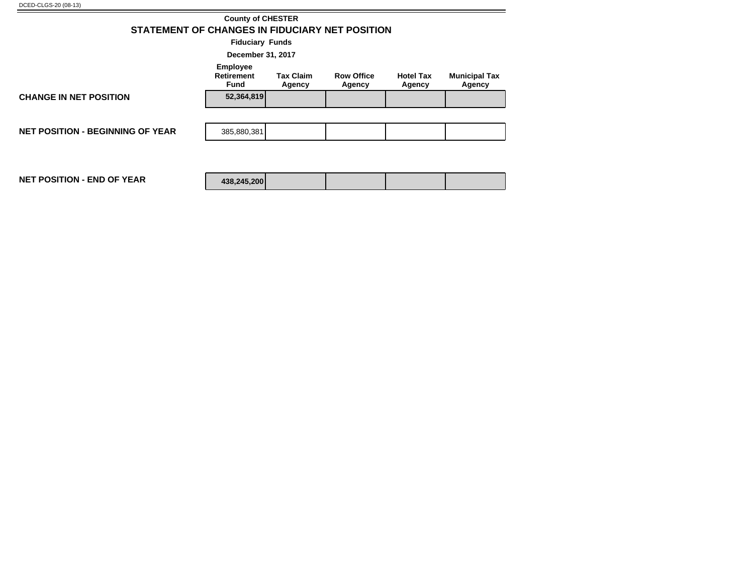DCED-CLGS-20 (08-13)

**County of CHESTER**

## STATEMENT OF CHANGES IN FIDUCIARY NET POSITION

**Fiduciary Funds**

**December 31, 2017**

| | Employee Retirement Fund | Tax Claim Agency | Row Office Agency | Hotel Tax Agency | Municipal Tax Agency |
|---|---|---|---|---|---|
| **CHANGE IN NET POSITION** | **52,364,819** | | | | |
| **NET POSITION - BEGINNING OF YEAR** | 385,880,381 | | | | |
| **NET POSITION - END OF YEAR** | **438,245,200** | | | | |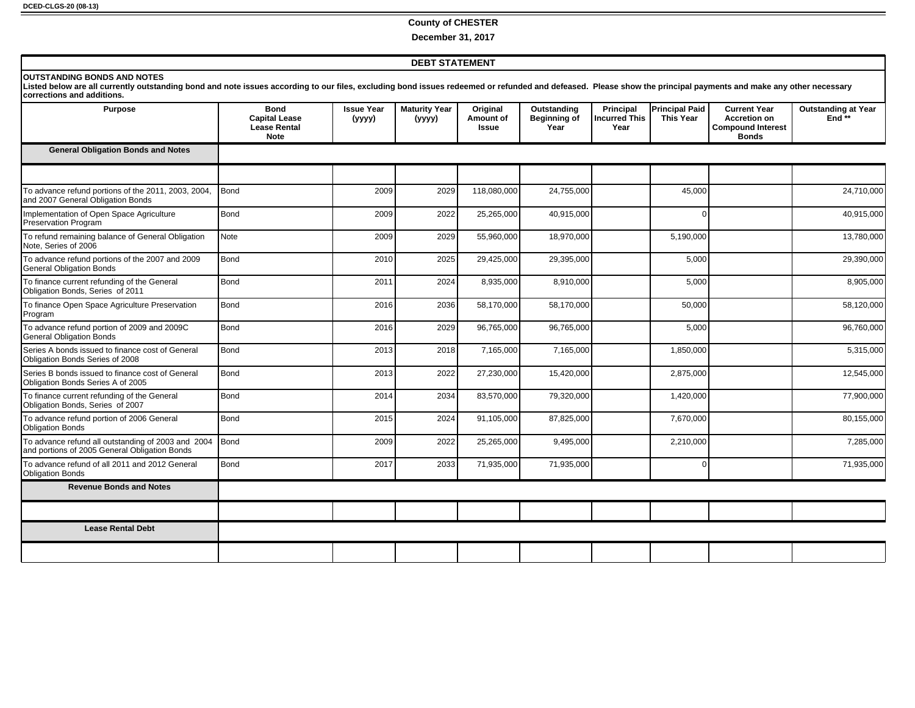DCED-CLGS-20 (08-13)

**County of CHESTER**

**December 31, 2017**

## DEBT STATEMENT

**OUTSTANDING BONDS AND NOTES**

**Listed below are all currently outstanding bond and note issues according to our files, excluding bond issues redeemed or refunded and defeased. Please show the principal payments and make any other necessary corrections and additions.**

| Purpose | Bond Capital Lease Lease Rental Note | Issue Year (yyyy) | Maturity Year (yyyy) | Original Amount of Issue | Outstanding Beginning of Year | Principal Incurred This Year | Principal Paid This Year | Current Year Accretion on Compound Interest Bonds | Outstanding at Year End ** |
|---|---|---|---|---|---|---|---|---|---|
| **General Obligation Bonds and Notes** | | | | | | | | | |
| | | | | | | | | | |
| To advance refund portions of the 2011, 2003, 2004, and 2007 General Obligation Bonds | Bond | 2009 | 2029 | 118,080,000 | 24,755,000 | | 45,000 | | 24,710,000 |
| Implementation of Open Space Agriculture Preservation Program | Bond | 2009 | 2022 | 25,265,000 | 40,915,000 | | 0 | | 40,915,000 |
| To refund remaining balance of General Obligation Note, Series of 2006 | Note | 2009 | 2029 | 55,960,000 | 18,970,000 | | 5,190,000 | | 13,780,000 |
| To advance refund portions of the 2007 and 2009 General Obligation Bonds | Bond | 2010 | 2025 | 29,425,000 | 29,395,000 | | 5,000 | | 29,390,000 |
| To finance current refunding of the General Obligation Bonds, Series of 2011 | Bond | 2011 | 2024 | 8,935,000 | 8,910,000 | | 5,000 | | 8,905,000 |
| To finance Open Space Agriculture Preservation Program | Bond | 2016 | 2036 | 58,170,000 | 58,170,000 | | 50,000 | | 58,120,000 |
| To advance refund portion of 2009 and 2009C General Obligation Bonds | Bond | 2016 | 2029 | 96,765,000 | 96,765,000 | | 5,000 | | 96,760,000 |
| Series A bonds issued to finance cost of General Obligation Bonds Series of 2008 | Bond | 2013 | 2018 | 7,165,000 | 7,165,000 | | 1,850,000 | | 5,315,000 |
| Series B bonds issued to finance cost of General Obligation Bonds Series A of 2005 | Bond | 2013 | 2022 | 27,230,000 | 15,420,000 | | 2,875,000 | | 12,545,000 |
| To finance current refunding of the General Obligation Bonds, Series of 2007 | Bond | 2014 | 2034 | 83,570,000 | 79,320,000 | | 1,420,000 | | 77,900,000 |
| To advance refund portion of 2006 General Obligation Bonds | Bond | 2015 | 2024 | 91,105,000 | 87,825,000 | | 7,670,000 | | 80,155,000 |
| To advance refund all outstanding of 2003 and 2004 and portions of 2005 General Obligation Bonds | Bond | 2009 | 2022 | 25,265,000 | 9,495,000 | | 2,210,000 | | 7,285,000 |
| To advance refund of all 2011 and 2012 General Obligation Bonds | Bond | 2017 | 2033 | 71,935,000 | 71,935,000 | | 0 | | 71,935,000 |
| **Revenue Bonds and Notes** | | | | | | | | | |
| | | | | | | | | | |
| **Lease Rental Debt** | | | | | | | | | |
| | | | | | | | | | |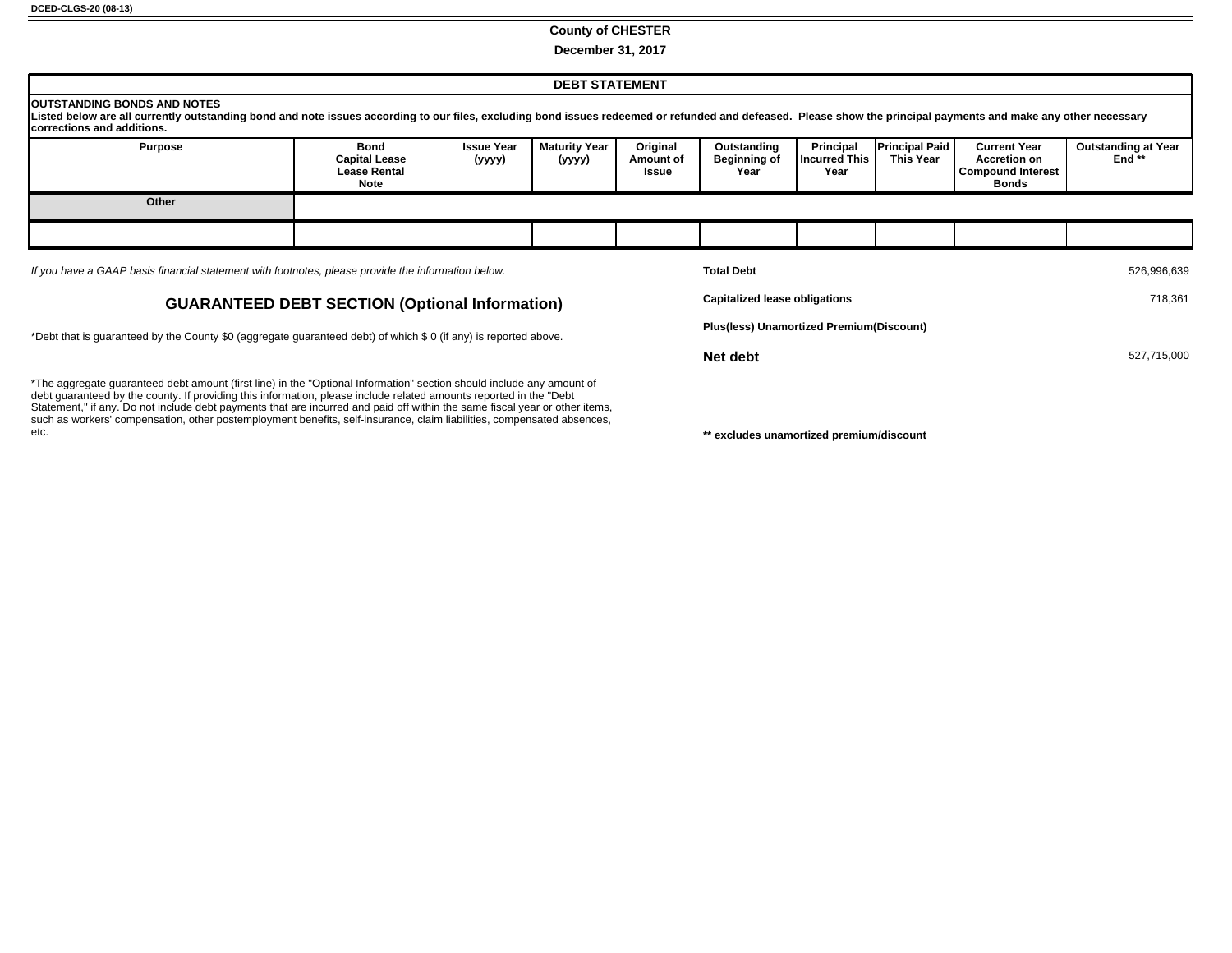DCED-CLGS-20 (08-13)

**County of CHESTER**

**December 31, 2017**

## DEBT STATEMENT

**OUTSTANDING BONDS AND NOTES**

**Listed below are all currently outstanding bond and note issues according to our files, excluding bond issues redeemed or refunded and defeased. Please show the principal payments and make any other necessary corrections and additions.**

| Purpose | Bond Capital Lease Lease Rental Note | Issue Year (yyyy) | Maturity Year (yyyy) | Original Amount of Issue | Outstanding Beginning of Year | Principal Incurred This Year | Principal Paid This Year | Current Year Accretion on Compound Interest Bonds | Outstanding at Year End ** |
|---|---|---|---|---|---|---|---|---|---|
| **Other** | | | | | | | | | |
| | | | | | | | | | |

*If you have a GAAP basis financial statement with footnotes, please provide the information below.*

| | |
|---|---|
| **Total Debt** | 526,996,639 |
| **Capitalized lease obligations** | 718,361 |
| **Plus(less) Unamortized Premium(Discount)** | |
| **Net debt** | 527,715,000 |

**GUARANTEED DEBT SECTION (Optional Information)**

*Debt that is guaranteed by the County $0 (aggregate guaranteed debt) of which $ 0 (if any) is reported above.

*The aggregate guaranteed debt amount (first line) in the "Optional Information" section should include any amount of debt guaranteed by the county. If providing this information, please include related amounts reported in the "Debt Statement," if any. Do not include debt payments that are incurred and paid off within the same fiscal year or other items, such as workers' compensation, other postemployment benefits, self-insurance, claim liabilities, compensated absences, etc.

**** excludes unamortized premium/discount**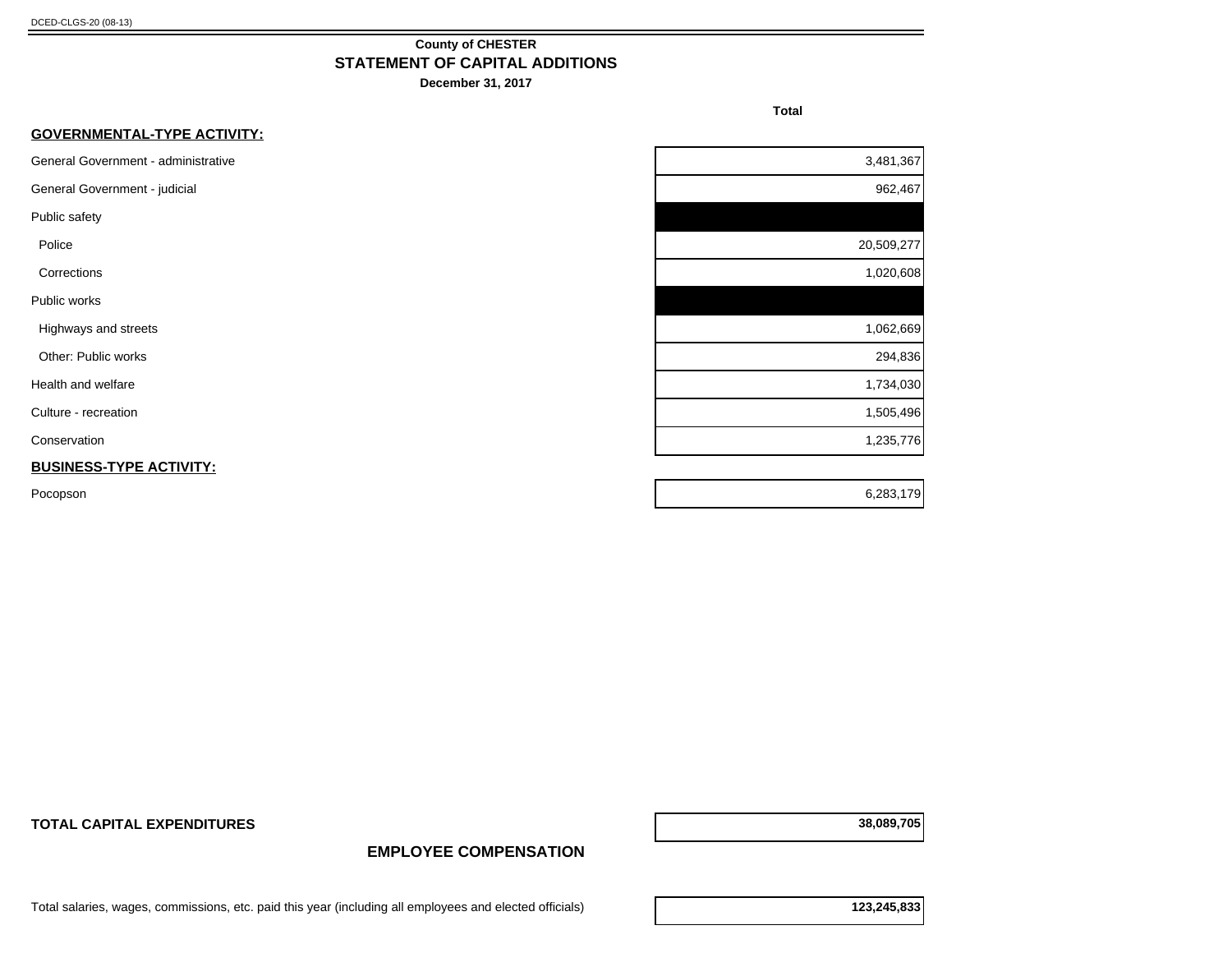DCED-CLGS-20 (08-13)

**County of CHESTER**

## STATEMENT OF CAPITAL ADDITIONS

**December 31, 2017**

| | Total |
|---|---|
| **GOVERNMENTAL-TYPE ACTIVITY:** | |
| General Government - administrative | 3,481,367 |
| General Government - judicial | 962,467 |
| Public safety | |
| Police | 20,509,277 |
| Corrections | 1,020,608 |
| Public works | |
| Highways and streets | 1,062,669 |
| Other: Public works | 294,836 |
| Health and welfare | 1,734,030 |
| Culture - recreation | 1,505,496 |
| Conservation | 1,235,776 |
| **BUSINESS-TYPE ACTIVITY:** | |
| Pocopson | 6,283,179 |
| **TOTAL CAPITAL EXPENDITURES** | **38,089,705** |

## EMPLOYEE COMPENSATION

| | |
|---|---|
| Total salaries, wages, commissions, etc. paid this year (including all employees and elected officials) | **123,245,833** |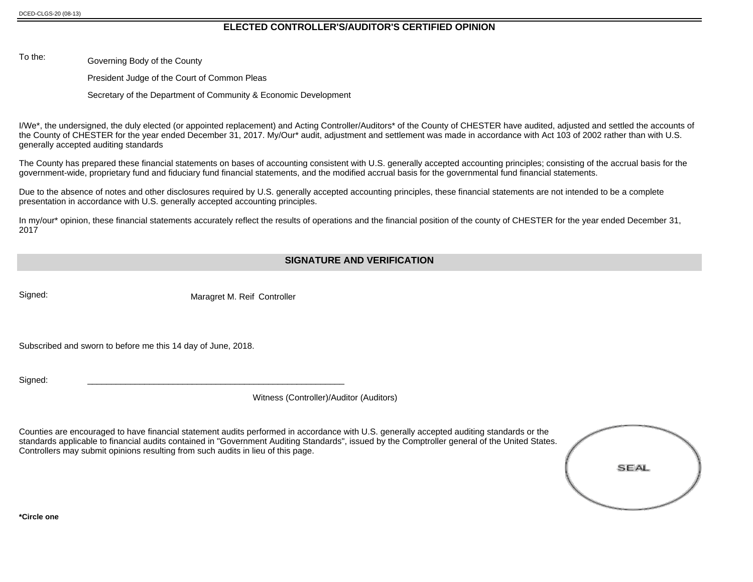DCED-CLGS-20 (08-13)

## ELECTED CONTROLLER'S/AUDITOR'S CERTIFIED OPINION

To the:
Governing Body of the County
President Judge of the Court of Common Pleas
Secretary of the Department of Community & Economic Development

I/We*, the undersigned, the duly elected (or appointed replacement) and Acting Controller/Auditors* of the County of CHESTER have audited, adjusted and settled the accounts of the County of CHESTER for the year ended December 31, 2017. My/Our* audit, adjustment and settlement was made in accordance with Act 103 of 2002 rather than with U.S. generally accepted auditing standards

The County has prepared these financial statements on bases of accounting consistent with U.S. generally accepted accounting principles; consisting of the accrual basis for the government-wide, proprietary fund and fiduciary fund financial statements, and the modified accrual basis for the governmental fund financial statements.

Due to the absence of notes and other disclosures required by U.S. generally accepted accounting principles, these financial statements are not intended to be a complete presentation in accordance with U.S. generally accepted accounting principles.

In my/our* opinion, these financial statements accurately reflect the results of operations and the financial position of the county of CHESTER for the year ended December 31, 2017

## SIGNATURE AND VERIFICATION

Signed: Maragret M. Reif Controller

Subscribed and sworn to before me this 14 day of June, 2018.

Signed: ____________________________________________________

Witness (Controller)/Auditor (Auditors)

Counties are encouraged to have financial statement audits performed in accordance with U.S. generally accepted auditing standards or the standards applicable to financial audits contained in "Government Auditing Standards", issued by the Comptroller general of the United States. Controllers may submit opinions resulting from such audits in lieu of this page.

SEAL

**\*Circle one**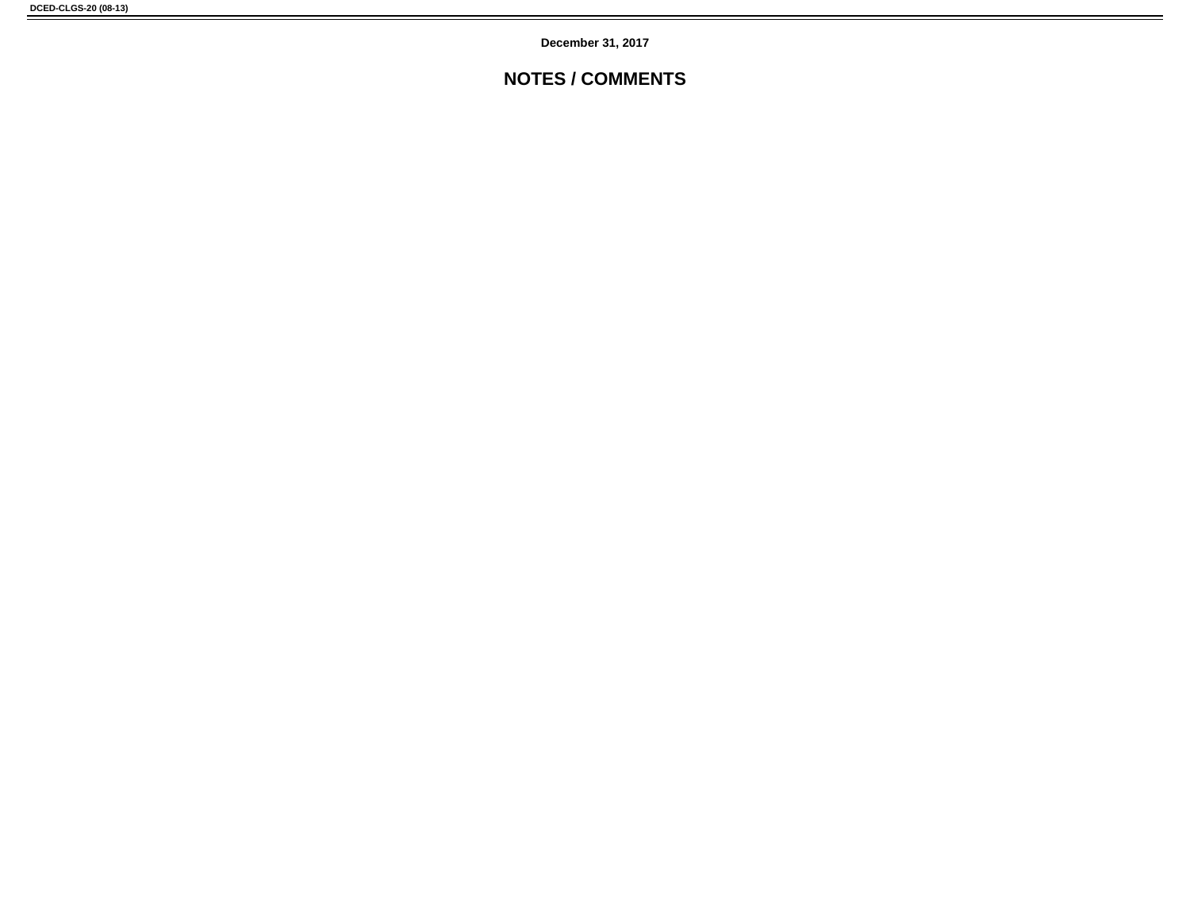December 31, 2017

# NOTES / COMMENTS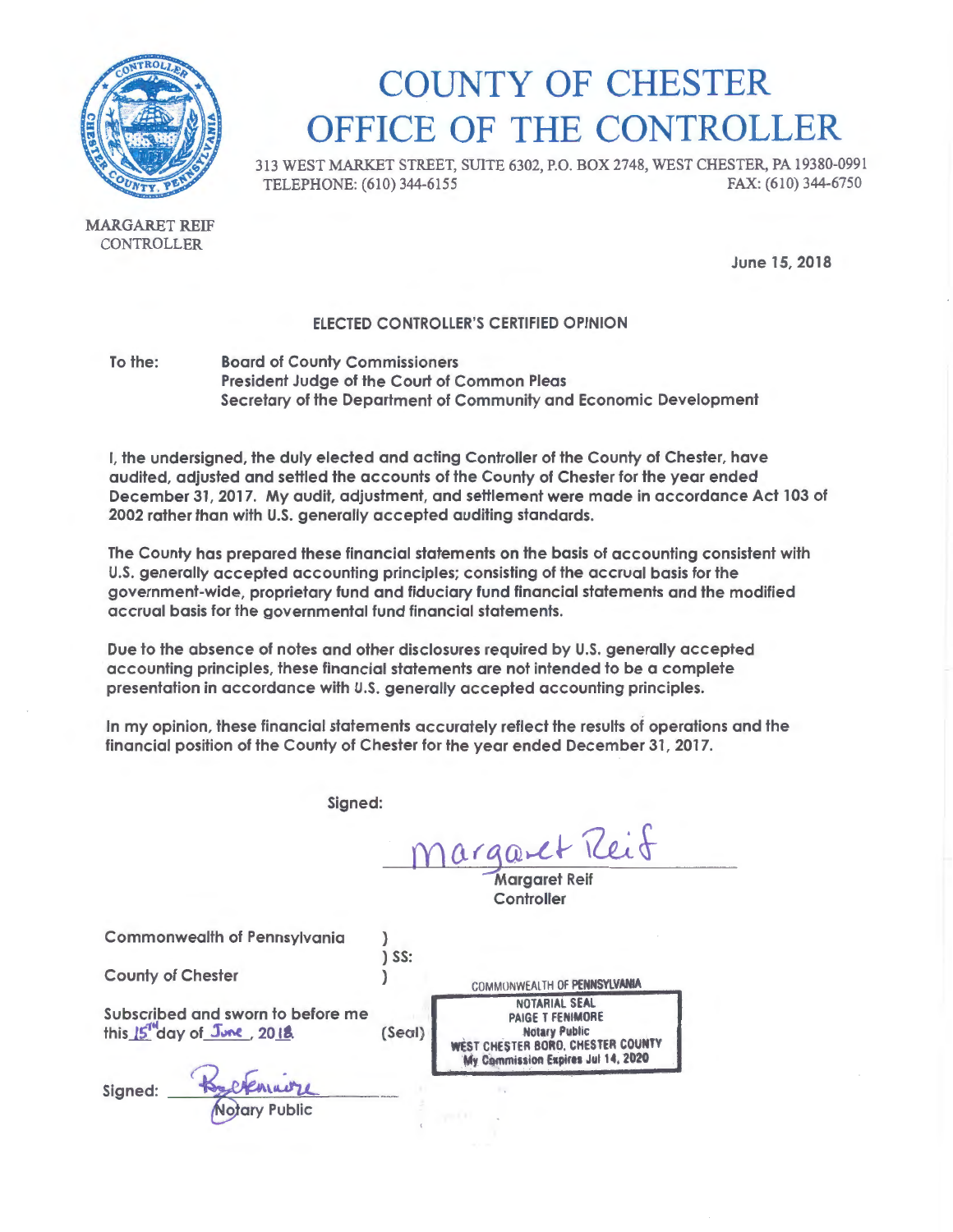# COUNTY OF CHESTER
# OFFICE OF THE CONTROLLER

313 WEST MARKET STREET, SUITE 6302, P.O. BOX 2748, WEST CHESTER, PA 19380-0991
TELEPHONE: (610) 344-6155 FAX: (610) 344-6750

MARGARET REIF
CONTROLLER

June 15, 2018

## ELECTED CONTROLLER'S CERTIFIED OPINION

To the: Board of County Commissioners
President Judge of the Court of Common Pleas
Secretary of the Department of Community and Economic Development

I, the undersigned, the duly elected and acting Controller of the County of Chester, have audited, adjusted and settled the accounts of the County of Chester for the year ended December 31, 2017. My audit, adjustment, and settlement were made in accordance Act 103 of 2002 rather than with U.S. generally accepted auditing standards.

The County has prepared these financial statements on the basis of accounting consistent with U.S. generally accepted accounting principles; consisting of the accrual basis for the government-wide, proprietary fund and fiduciary fund financial statements and the modified accrual basis for the governmental fund financial statements.

Due to the absence of notes and other disclosures required by U.S. generally accepted accounting principles, these financial statements are not intended to be a complete presentation in accordance with U.S. generally accepted accounting principles.

In my opinion, these financial statements accurately reflect the results of operations and the financial position of the County of Chester for the year ended December 31, 2017.

Signed:

Margaret Reif
Margaret Reif
Controller

Commonwealth of Pennsylvania )
) SS:
County of Chester )

Subscribed and sworn to before me this 15th day of June, 2018. (Seal)

COMMONWEALTH OF PENNSYLVANIA
NOTARIAL SEAL
PAIGE T FENIMORE
Notary Public
WEST CHESTER BORO, CHESTER COUNTY
My Commission Expires Jul 14, 2020

Signed: P. Fenimore
Notary Public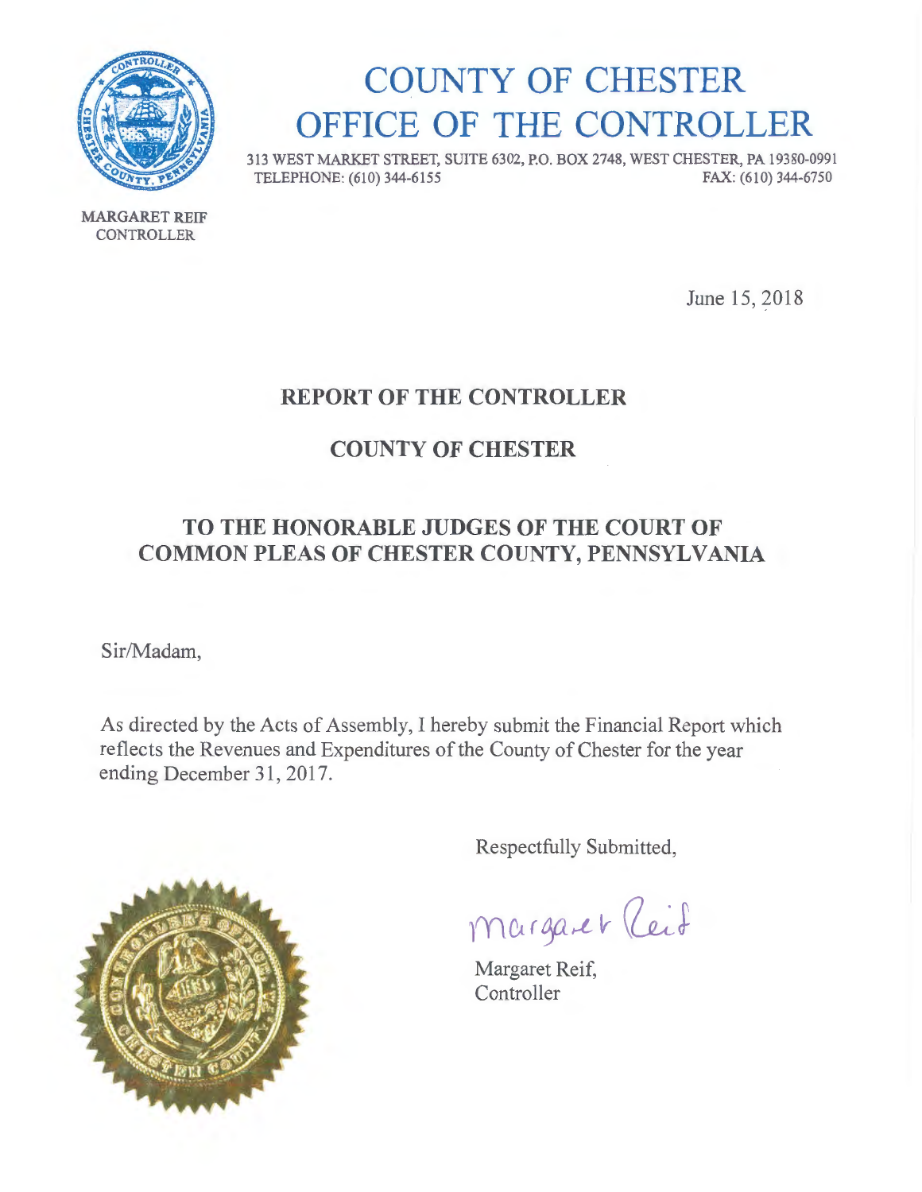# COUNTY OF CHESTER
# OFFICE OF THE CONTROLLER

313 WEST MARKET STREET, SUITE 6302, P.O. BOX 2748, WEST CHESTER, PA 19380-0991
TELEPHONE: (610) 344-6155 FAX: (610) 344-6750

MARGARET REIF
CONTROLLER

June 15, 2018

## REPORT OF THE CONTROLLER

## COUNTY OF CHESTER

## TO THE HONORABLE JUDGES OF THE COURT OF COMMON PLEAS OF CHESTER COUNTY, PENNSYLVANIA

Sir/Madam,

As directed by the Acts of Assembly, I hereby submit the Financial Report which reflects the Revenues and Expenditures of the County of Chester for the year ending December 31, 2017.

Respectfully Submitted,

Margaret Reif

Margaret Reif,
Controller